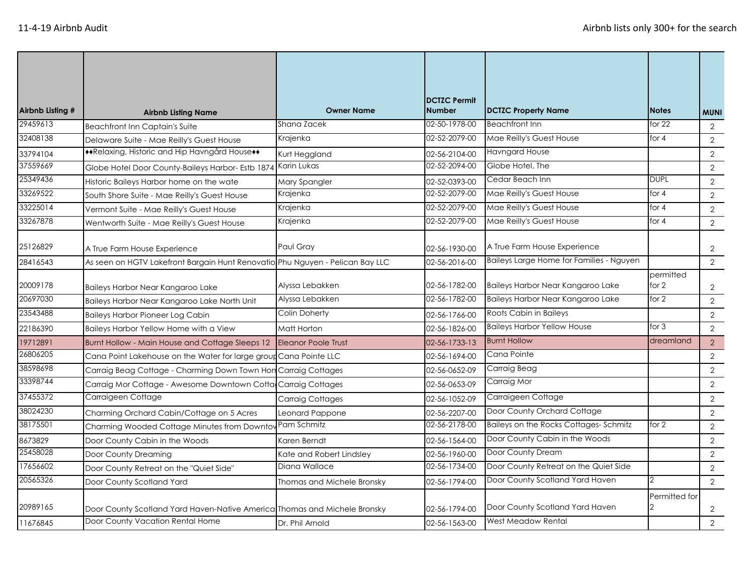11-4-19 Airbnb Audit

Airbnb lists only 300+ for the search

| Airbnb Listing # | Airbnb Listing Name | Owner Name | DCTZC Permit Number | DCTZC Property Name | Notes | MUNI |
|---|---|---|---|---|---|---|
| 29459613 | Beachfront Inn Captain's Suite | Shana Zacek | 02-50-1978-00 | Beachfront Inn | for 22 | 2 |
| 32408138 | Delaware Suite - Mae Reilly's Guest House | Krajenka | 02-52-2079-00 | Mae Reilly's Guest House | for 4 | 2 |
| 33794104 | ♦♦Relaxing, Historic and Hip Havngård House♦♦ | Kurt Heggland | 02-56-2104-00 | Havngard House | | 2 |
| 37559669 | Globe Hotel Door County-Baileys Harbor- Estb 1874 | Karin Lukas | 02-52-2094-00 | Globe Hotel, The | | 2 |
| 25349436 | Historic Baileys Harbor home on the wate | Mary Spangler | 02-52-0393-00 | Cedar Beach Inn | DUPL | 2 |
| 33269522 | South Shore Suite - Mae Reilly's Guest House | Krajenka | 02-52-2079-00 | Mae Reilly's Guest House | for 4 | 2 |
| 33225014 | Vermont Suite - Mae Reilly's Guest House | Krajenka | 02-52-2079-00 | Mae Reilly's Guest House | for 4 | 2 |
| 33267878 | Wentworth Suite - Mae Reilly's Guest House | Krajenka | 02-52-2079-00 | Mae Reilly's Guest House | for 4 | 2 |
| 25126829 | A True Farm House Experience | Paul Gray | 02-56-1930-00 | A True Farm House Experience | | 2 |
| 28416543 | As seen on HGTV Lakefront Bargain Hunt Renovatio | Phu Nguyen - Pelican Bay LLC | 02-56-2016-00 | Baileys Large Home for Families - Nguyen | | 2 |
| 20009178 | Baileys Harbor Near Kangaroo Lake | Alyssa Lebakken | 02-56-1782-00 | Baileys Harbor Near Kangaroo Lake | permitted for 2 | 2 |
| 20697030 | Baileys Harbor Near Kangaroo Lake North Unit | Alyssa Lebakken | 02-56-1782-00 | Baileys Harbor Near Kangaroo Lake | for 2 | 2 |
| 23543488 | Baileys Harbor Pioneer Log Cabin | Colin Doherty | 02-56-1766-00 | Roots Cabin in Baileys | | 2 |
| 22186390 | Baileys Harbor Yellow Home with a View | Matt Horton | 02-56-1826-00 | Baileys Harbor Yellow House | for 3 | 2 |
| 19712891 | Burnt Hollow - Main House and Cottage Sleeps 12 | Eleanor Poole Trust | 02-56-1733-13 | Burnt Hollow | dreamland | 2 |
| 26806205 | Cana Point Lakehouse on the Water for large group | Cana Pointe LLC | 02-56-1694-00 | Cana Pointe | | 2 |
| 38598698 | Carraig Beag Cottage - Charming Down Town Hom | Carraig Cottages | 02-56-0652-09 | Carraig Beag | | 2 |
| 33398744 | Carraig Mor Cottage - Awesome Downtown Cotta | Carraig Cottages | 02-56-0653-09 | Carraig Mor | | 2 |
| 37455372 | Carraigeen Cottage | Carraig Cottages | 02-56-1052-09 | Carraigeen Cottage | | 2 |
| 38024230 | Charming Orchard Cabin/Cottage on 5 Acres | Leonard Pappone | 02-56-2207-00 | Door County Orchard Cottage | | 2 |
| 38175501 | Charming Wooded Cottage Minutes from Downtov | Pam Schmitz | 02-56-2178-00 | Baileys on the Rocks Cottages- Schmitz | for 2 | 2 |
| 8673829 | Door County Cabin in the Woods | Karen Berndt | 02-56-1564-00 | Door County Cabin in the Woods | | 2 |
| 25458028 | Door County Dreaming | Kate and Robert Lindsley | 02-56-1960-00 | Door County Dream | | 2 |
| 17656602 | Door County Retreat on the "Quiet Side" | Diana Wallace | 02-56-1734-00 | Door County Retreat on the Quiet Side | | 2 |
| 20565326 | Door County Scotland Yard | Thomas and Michele Bronsky | 02-56-1794-00 | Door County Scotland Yard Haven | 2 | 2 |
| 20989165 | Door County Scotland Yard Haven-Native America | Thomas and Michele Bronsky | 02-56-1794-00 | Door County Scotland Yard Haven | Permitted for 2 | 2 |
| 11676845 | Door County Vacation Rental Home | Dr. Phil Arnold | 02-56-1563-00 | West Meadow Rental | | 2 |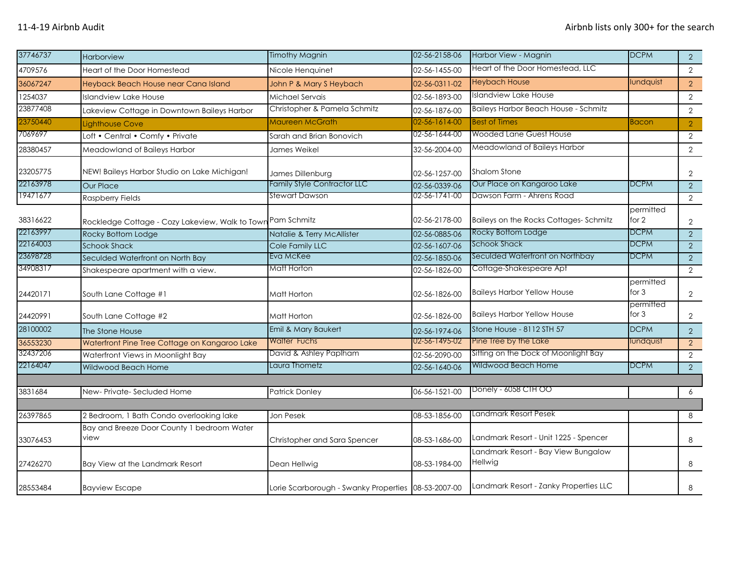| | | | | | | |
|---|---|---|---|---|---|---|
| 37746737 | Harborview | Timothy Magnin | 02-56-2158-06 | Harbor View - Magnin | DCPM | 2 |
| 4709576 | Heart of the Door Homestead | Nicole Henquinet | 02-56-1455-00 | Heart of the Door Homestead, LLC | | 2 |
| 36067247 | Heyback Beach House near Cana Island | John P & Mary S Heybach | 02-56-0311-02 | Heybach House | lundquist | 2 |
| 1254037 | Islandview Lake House | Michael Servais | 02-56-1893-00 | Islandview Lake House | | 2 |
| 23877408 | Lakeview Cottage in Downtown Baileys Harbor | Christopher & Pamela Schmitz | 02-56-1876-00 | Baileys Harbor Beach House - Schmitz | | 2 |
| 23750440 | Lighthouse Cove | Maureen McGrath | 02-56-1614-00 | Best of Times | Bacon | 2 |
| 7069697 | Loft • Central • Comfy • Private | Sarah and Brian Bonovich | 02-56-1644-00 | Wooded Lane Guest House | | 2 |
| 28380457 | Meadowland of Baileys Harbor | James Weikel | 32-56-2004-00 | Meadowland of Baileys Harbor | | 2 |
| 23205775 | NEW! Baileys Harbor Studio on Lake Michigan! | James Dillenburg | 02-56-1257-00 | Shalom Stone | | 2 |
| 22163978 | Our Place | Family Style Contractor LLC | 02-56-0339-06 | Our Place on Kangaroo Lake | DCPM | 2 |
| 19471677 | Raspberry Fields | Stewart Dawson | 02-56-1741-00 | Dawson Farm - Ahrens Road | | 2 |
| 38316622 | Rockledge Cottage - Cozy Lakeview, Walk to Town | Pam Schmitz | 02-56-2178-00 | Baileys on the Rocks Cottages- Schmitz | permitted for 2 | 2 |
| 22163997 | Rocky Bottom Lodge | Natalie & Terry McAllister | 02-56-0885-06 | Rocky Bottom Lodge | DCPM | 2 |
| 22164003 | Schook Shack | Cole Family LLC | 02-56-1607-06 | Schook Shack | DCPM | 2 |
| 23698728 | Seculded Waterfront on North Bay | Eva McKee | 02-56-1850-06 | Seculded Waterfront on Northbay | DCPM | 2 |
| 34908317 | Shakespeare apartment with a view. | Matt Horton | 02-56-1826-00 | Cottage-Shakespeare Apt | | 2 |
| 24420171 | South Lane Cottage #1 | Matt Horton | 02-56-1826-00 | Baileys Harbor Yellow House | permitted for 3 | 2 |
| 24420991 | South Lane Cottage #2 | Matt Horton | 02-56-1826-00 | Baileys Harbor Yellow House | permitted for 3 | 2 |
| 28100002 | The Stone House | Emil & Mary Baukert | 02-56-1974-06 | Stone House - 8112 STH 57 | DCPM | 2 |
| 36553230 | Waterfront Pine Tree Cottage on Kangaroo Lake | Walter Fuchs | 02-56-1495-02 | Pine Tree by the Lake | lundquist | 2 |
| 32437206 | Waterfront Views in Moonlight Bay | David & Ashley Paplham | 02-56-2090-00 | Sitting on the Dock of Moonlight Bay | | 2 |
| 22164047 | Wildwood Beach Home | Laura Thometz | 02-56-1640-06 | Wildwood Beach Home | DCPM | 2 |
| | | | | | | |
| 3831684 | New- Private- Secluded Home | Patrick Donley | 06-56-1521-00 | Donely - 6058 CTH OO | | 6 |
| | | | | | | |
| 26397865 | 2 Bedroom, 1 Bath Condo overlooking lake | Jon Pesek | 08-53-1856-00 | Landmark Resort Pesek | | 8 |
| 33076453 | Bay and Breeze Door County 1 bedroom Water view | Christopher and Sara Spencer | 08-53-1686-00 | Landmark Resort - Unit 1225 - Spencer | | 8 |
| 27426270 | Bay View at the Landmark Resort | Dean Hellwig | 08-53-1984-00 | Landmark Resort - Bay View Bungalow Hellwig | | 8 |
| 28553484 | Bayview Escape | Lorie Scarborough - Swanky Properties | 08-53-2007-00 | Landmark Resort - Zanky Properties LLC | | 8 |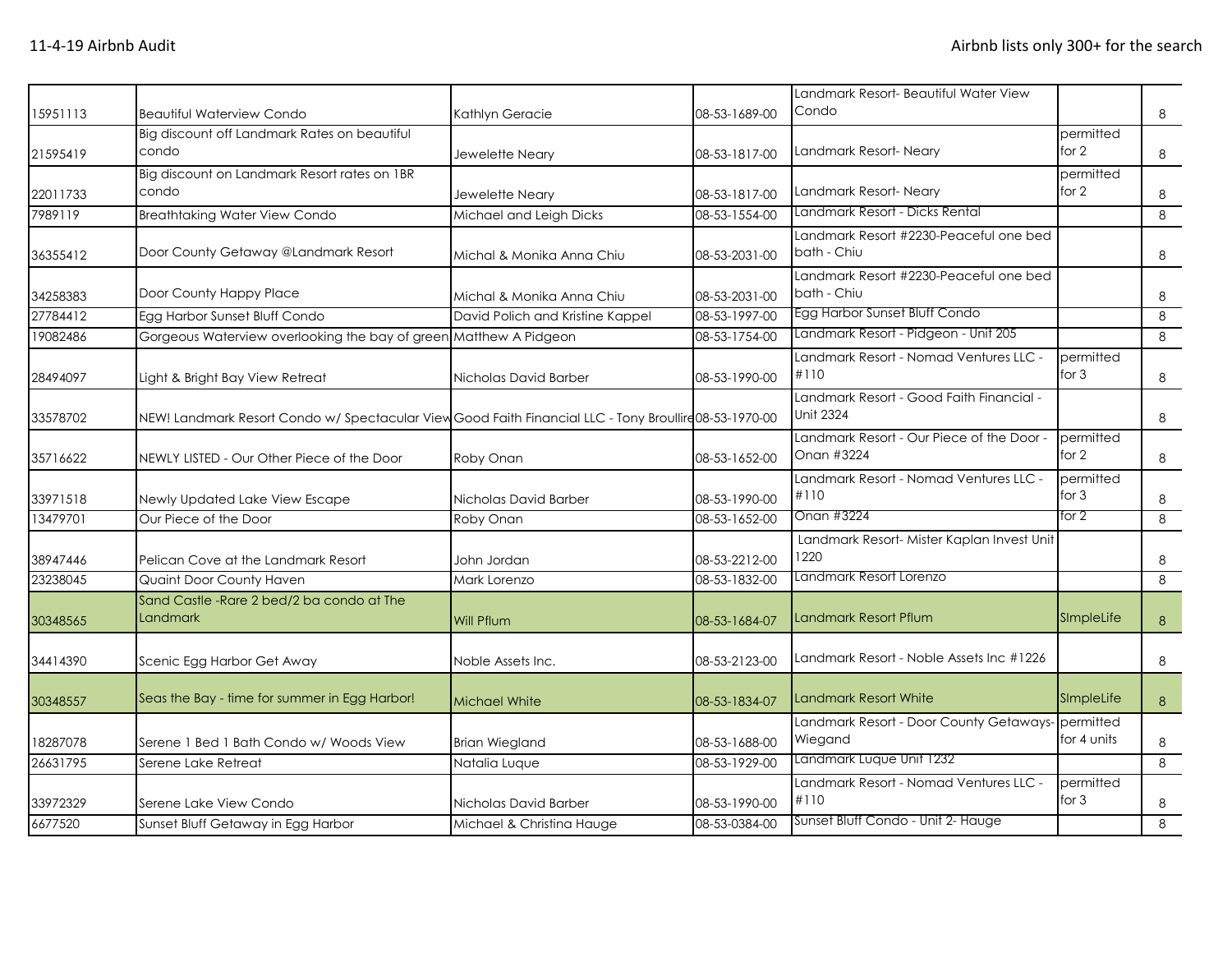| | | | | | | |
|---|---|---|---|---|---|---|
| 15951113 | Beautiful Waterview Condo | Kathlyn Geracie | 08-53-1689-00 | Landmark Resort- Beautiful Water View Condo | | 8 |
| 21595419 | Big discount off Landmark Rates on beautiful condo | Jewelette Neary | 08-53-1817-00 | Landmark Resort- Neary | permitted for 2 | 8 |
| 22011733 | Big discount on Landmark Resort rates on 1BR condo | Jewelette Neary | 08-53-1817-00 | Landmark Resort- Neary | permitted for 2 | 8 |
| 7989119 | Breathtaking Water View Condo | Michael and Leigh Dicks | 08-53-1554-00 | Landmark Resort - Dicks Rental | | 8 |
| 36355412 | Door County Getaway @Landmark Resort | Michal & Monika Anna Chiu | 08-53-2031-00 | Landmark Resort #2230-Peaceful one bed bath - Chiu | | 8 |
| 34258383 | Door County Happy Place | Michal & Monika Anna Chiu | 08-53-2031-00 | Landmark Resort #2230-Peaceful one bed bath - Chiu | | 8 |
| 27784412 | Egg Harbor Sunset Bluff Condo | David Polich and Kristine Kappel | 08-53-1997-00 | Egg Harbor Sunset Bluff Condo | | 8 |
| 19082486 | Gorgeous Waterview overlooking the bay of green | Matthew A Pidgeon | 08-53-1754-00 | Landmark Resort - Pidgeon - Unit 205 | | 8 |
| 28494097 | Light & Bright Bay View Retreat | Nicholas David Barber | 08-53-1990-00 | Landmark Resort - Nomad Ventures LLC - #110 | permitted for 3 | 8 |
| 33578702 | NEW! Landmark Resort Condo w/ Spectacular View | Good Faith Financial LLC - Tony Broullire | 08-53-1970-00 | Landmark Resort - Good Faith Financial - Unit 2324 | | 8 |
| 35716622 | NEWLY LISTED - Our Other Piece of the Door | Roby Onan | 08-53-1652-00 | Landmark Resort - Our Piece of the Door - Onan #3224 | permitted for 2 | 8 |
| 33971518 | Newly Updated Lake View Escape | Nicholas David Barber | 08-53-1990-00 | Landmark Resort - Nomad Ventures LLC - #110 | permitted for 3 | 8 |
| 13479701 | Our Piece of the Door | Roby Onan | 08-53-1652-00 | Onan #3224 | for 2 | 8 |
| 38947446 | Pelican Cove at the Landmark Resort | John Jordan | 08-53-2212-00 | Landmark Resort- Mister Kaplan Invest Unit 1220 | | 8 |
| 23238045 | Quaint Door County Haven | Mark Lorenzo | 08-53-1832-00 | Landmark Resort Lorenzo | | 8 |
| 30348565 | Sand Castle -Rare 2 bed/2 ba condo at The Landmark | Will Pflum | 08-53-1684-07 | Landmark Resort Pflum | SImpleLife | 8 |
| 34414390 | Scenic Egg Harbor Get Away | Noble Assets Inc. | 08-53-2123-00 | Landmark Resort - Noble Assets Inc #1226 | | 8 |
| 30348557 | Seas the Bay - time for summer in Egg Harbor! | Michael White | 08-53-1834-07 | Landmark Resort White | SImpleLife | 8 |
| 18287078 | Serene 1 Bed 1 Bath Condo w/ Woods View | Brian Wiegland | 08-53-1688-00 | Landmark Resort - Door County Getaways- Wiegand | permitted for 4 units | 8 |
| 26631795 | Serene Lake Retreat | Natalia Luque | 08-53-1929-00 | Landmark Luque Unit 1232 | | 8 |
| 33972329 | Serene Lake View Condo | Nicholas David Barber | 08-53-1990-00 | Landmark Resort - Nomad Ventures LLC - #110 | permitted for 3 | 8 |
| 6677520 | Sunset Bluff Getaway in Egg Harbor | Michael & Christina Hauge | 08-53-0384-00 | Sunset Bluff Condo - Unit 2- Hauge | | 8 |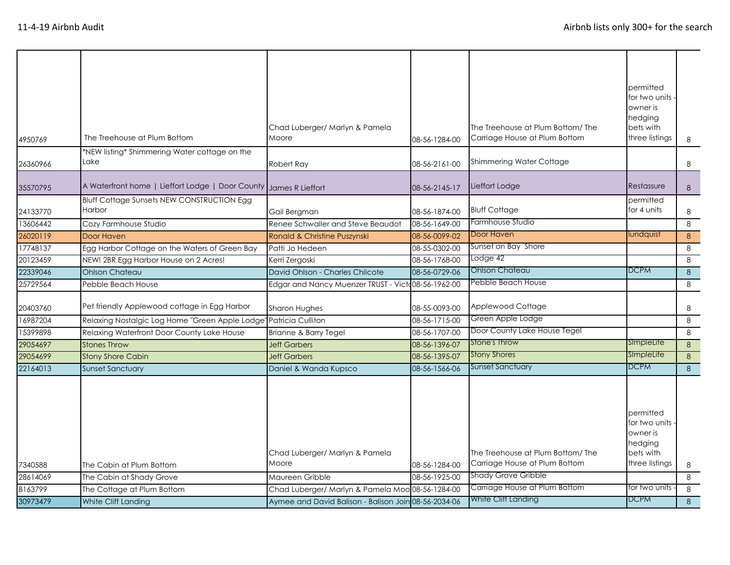| | | | | | | |
|---|---|---|---|---|---|---|
| 4950769 | The Treehouse at Plum Bottom | Chad Luberger/ Marlyn & Pamela Moore | 08-56-1284-00 | The Treehouse at Plum Bottom/ The Carriage House at Plum Bottom | permitted for two units - owner is hedging bets with three listings | 8 |
| 26360966 | *NEW listing* Shimmering Water cottage on the Lake | Robert Ray | 08-56-2161-00 | Shimmering Water Cottage | | 8 |
| 35570795 | A Waterfront home \| Lieffort Lodge \| Door County | James R Lieffort | 08-56-2145-17 | Lieffort Lodge | Restassure | 8 |
| 24133770 | Bluff Cottage Sunsets NEW CONSTRUCTION Egg Harbor | Gail Bergman | 08-56-1874-00 | Bluff Cottage | permitted for 4 units | 8 |
| 13606442 | Cozy Farmhouse Studio | Renee Schwaller and Steve Beaudot | 08-56-1649-00 | Farmhouse Studio | | 8 |
| 26020119 | Door Haven | Ronald & Christine Puszynski | 08-56-0099-02 | Door Haven | lundquist | 8 |
| 17748137 | Egg Harbor Cottage on the Waters of Green Bay | Patti Jo Hedeen | 08-55-0302-00 | Sunset on Bay Shore | | 8 |
| 20123459 | NEW! 2BR Egg Harbor House on 2 Acres! | Kerri Zergoski | 08-56-1768-00 | Lodge 42 | | 8 |
| 22339046 | Ohlson Chateau | David Ohlson - Charles Chilcote | 08-56-0729-06 | Ohlson Chateau | DCPM | 8 |
| 25729564 | Pebble Beach House | Edgar and Nancy Muenzer TRUST - Victo | 08-56-1962-00 | Pebble Beach House | | 8 |
| 20403760 | Pet friendly Applewood cottage in Egg Harbor | Sharon Hughes | 08-55-0093-00 | Applewood Cottage | | 8 |
| 16987204 | Relaxing Nostalgic Log Home "Green Apple Lodge" | Patricia Culliton | 08-56-1715-00 | Green Apple Lodge | | 8 |
| 15399898 | Relaxing Waterfront Door County Lake House | Brianne & Barry Tegel | 08-56-1707-00 | Door County Lake House Tegel | | 8 |
| 29054697 | Stones Throw | Jeff Garbers | 08-56-1396-07 | Stone's Throw | SimpleLife | 8 |
| 29054699 | Stony Shore Cabin | Jeff Garbers | 08-56-1395-07 | Stony Shores | SimpleLife | 8 |
| 22164013 | Sunset Sanctuary | Daniel & Wanda Kupsco | 08-56-1566-06 | Sunset Sanctuary | DCPM | 8 |
| 7340588 | The Cabin at Plum Bottom | Chad Luberger/ Marlyn & Pamela Moore | 08-56-1284-00 | The Treehouse at Plum Bottom/ The Carriage House at Plum Bottom | permitted for two units - owner is hedging bets with three listings | 8 |
| 28614069 | The Cabin at Shady Grove | Maureen Gribble | 08-56-1925-00 | Shady Grove Gribble | | 8 |
| 8163799 | The Cottage at Plum Bottom | Chad Luberger/ Marlyn & Pamela Moo | 08-56-1284-00 | Carriage House at Plum Bottom | for two units - | 8 |
| 30973479 | White Cliff Landing | Aymee and David Balison - Balison Join | 08-56-2034-06 | White Cliff Landing | DCPM | 8 |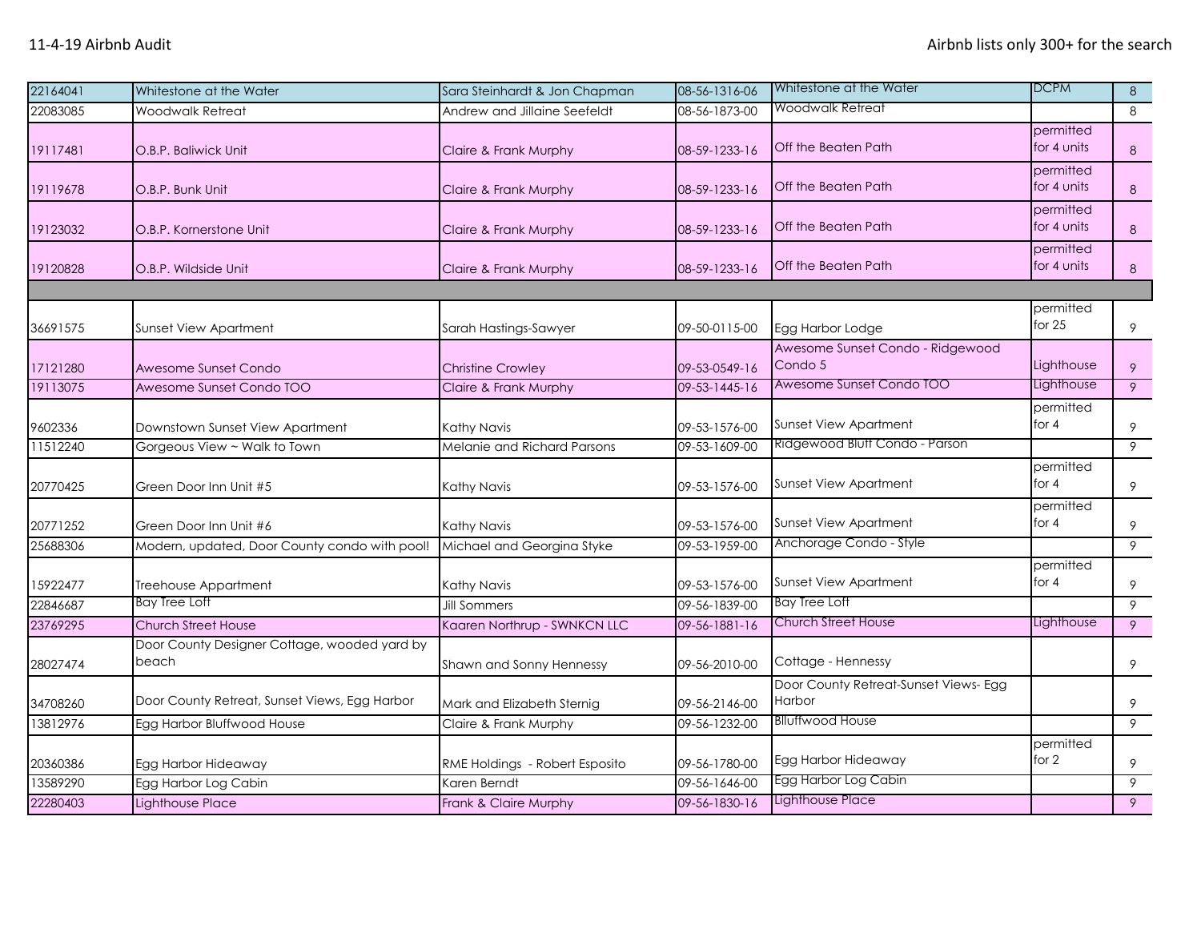| | | | | | | |
|---|---|---|---|---|---|---|
| 22164041 | Whitestone at the Water | Sara Steinhardt & Jon Chapman | 08-56-1316-06 | Whitestone at the Water | DCPM | 8 |
| 22083085 | Woodwalk Retreat | Andrew and Jillaine Seefeldt | 08-56-1873-00 | Woodwalk Retreat | | 8 |
| 19117481 | O.B.P. Baliwick Unit | Claire & Frank Murphy | 08-59-1233-16 | Off the Beaten Path | permitted for 4 units | 8 |
| 19119678 | O.B.P. Bunk Unit | Claire & Frank Murphy | 08-59-1233-16 | Off the Beaten Path | permitted for 4 units | 8 |
| 19123032 | O.B.P. Kornerstone Unit | Claire & Frank Murphy | 08-59-1233-16 | Off the Beaten Path | permitted for 4 units | 8 |
| 19120828 | O.B.P. Wildside Unit | Claire & Frank Murphy | 08-59-1233-16 | Off the Beaten Path | permitted for 4 units | 8 |
| | | | | | | |
| 36691575 | Sunset View Apartment | Sarah Hastings-Sawyer | 09-50-0115-00 | Egg Harbor Lodge | permitted for 25 | 9 |
| 17121280 | Awesome Sunset Condo | Christine Crowley | 09-53-0549-16 | Awesome Sunset Condo - Ridgewood Condo 5 | Lighthouse | 9 |
| 19113075 | Awesome Sunset Condo TOO | Claire & Frank Murphy | 09-53-1445-16 | Awesome Sunset Condo TOO | Lighthouse | 9 |
| 9602336 | Downtown Sunset View Apartment | Kathy Navis | 09-53-1576-00 | Sunset View Apartment | permitted for 4 | 9 |
| 11512240 | Gorgeous View ~ Walk to Town | Melanie and Richard Parsons | 09-53-1609-00 | Ridgewood Bluff Condo - Parson | | 9 |
| 20770425 | Green Door Inn Unit #5 | Kathy Navis | 09-53-1576-00 | Sunset View Apartment | permitted for 4 | 9 |
| 20771252 | Green Door Inn Unit #6 | Kathy Navis | 09-53-1576-00 | Sunset View Apartment | permitted for 4 | 9 |
| 25688306 | Modern, updated, Door County condo with pool! | Michael and Georgina Styke | 09-53-1959-00 | Anchorage Condo - Style | | 9 |
| 15922477 | Treehouse Appartment | Kathy Navis | 09-53-1576-00 | Sunset View Apartment | permitted for 4 | 9 |
| 22846687 | Bay Tree Loft | Jill Sommers | 09-56-1839-00 | Bay Tree Loft | | 9 |
| 23769295 | Church Street House | Kaaren Northrup - SWNKCN LLC | 09-56-1881-16 | Church Street House | Lighthouse | 9 |
| 28027474 | Door County Designer Cottage, wooded yard by beach | Shawn and Sonny Hennessy | 09-56-2010-00 | Cottage - Hennessy | | 9 |
| 34708260 | Door County Retreat, Sunset Views, Egg Harbor | Mark and Elizabeth Sternig | 09-56-2146-00 | Door County Retreat-Sunset Views- Egg Harbor | | 9 |
| 13812976 | Egg Harbor Bluffwood House | Claire & Frank Murphy | 09-56-1232-00 | Blluffwood House | | 9 |
| 20360386 | Egg Harbor Hideaway | RME Holdings - Robert Esposito | 09-56-1780-00 | Egg Harbor Hideaway | permitted for 2 | 9 |
| 13589290 | Egg Harbor Log Cabin | Karen Berndt | 09-56-1646-00 | Egg Harbor Log Cabin | | 9 |
| 22280403 | Lighthouse Place | Frank & Claire Murphy | 09-56-1830-16 | Lighthouse Place | | 9 |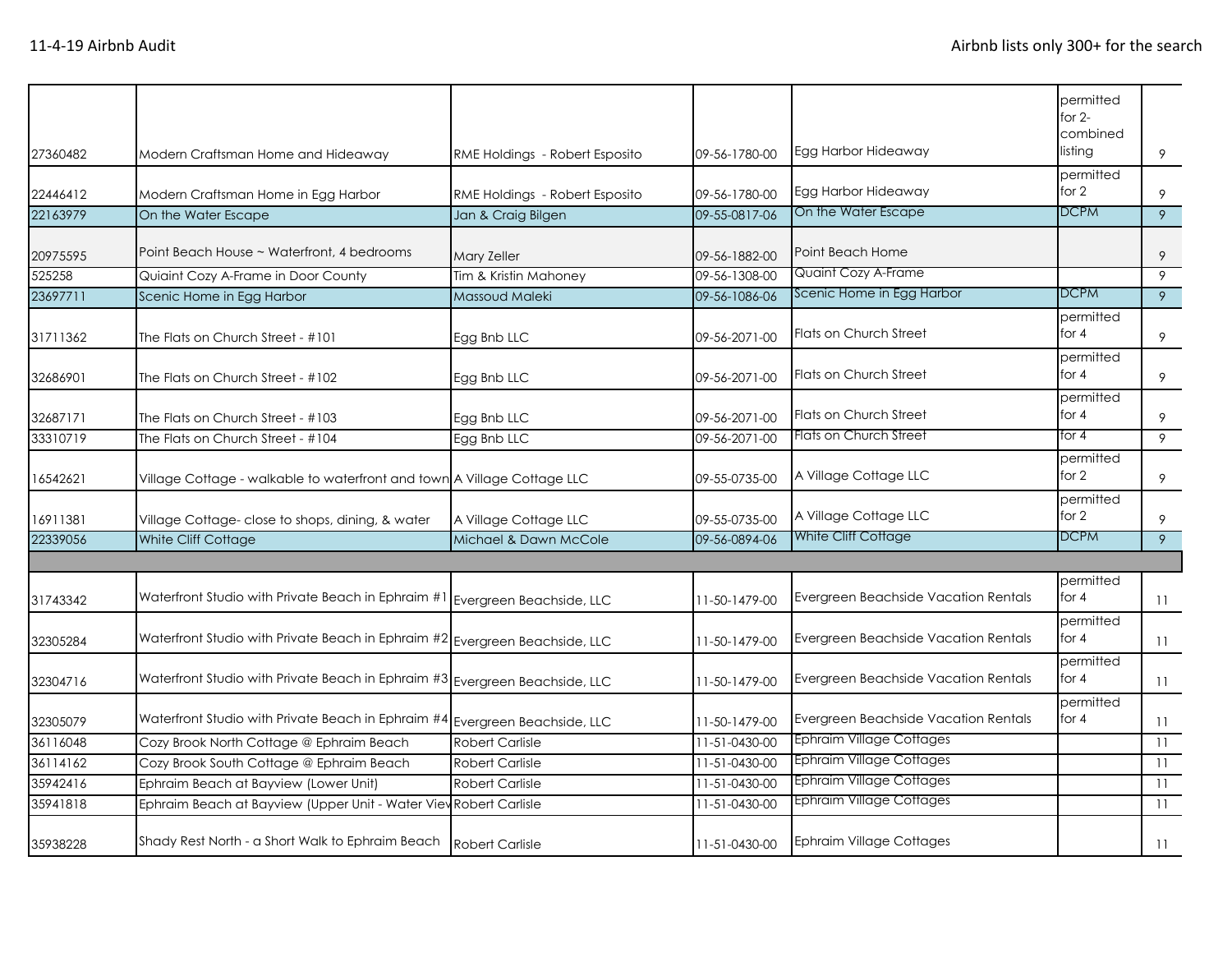| | | | | | | |
|---|---|---|---|---|---|---|
| 27360482 | Modern Craftsman Home and Hideaway | RME Holdings - Robert Esposito | 09-56-1780-00 | Egg Harbor Hideaway | permitted for 2-combined listing | 9 |
| 22446412 | Modern Craftsman Home in Egg Harbor | RME Holdings - Robert Esposito | 09-56-1780-00 | Egg Harbor Hideaway | permitted for 2 | 9 |
| 22163979 | On the Water Escape | Jan & Craig Bilgen | 09-55-0817-06 | On the Water Escape | DCPM | 9 |
| 20975595 | Point Beach House ~ Waterfront, 4 bedrooms | Mary Zeller | 09-56-1882-00 | Point Beach Home | | 9 |
| 525258 | Quiaint Cozy A-Frame in Door County | Tim & Kristin Mahoney | 09-56-1308-00 | Quaint Cozy A-Frame | | 9 |
| 23697711 | Scenic Home in Egg Harbor | Massoud Maleki | 09-56-1086-06 | Scenic Home in Egg Harbor | DCPM | 9 |
| 31711362 | The Flats on Church Street - #101 | Egg Bnb LLC | 09-56-2071-00 | Flats on Church Street | permitted for 4 | 9 |
| 32686901 | The Flats on Church Street - #102 | Egg Bnb LLC | 09-56-2071-00 | Flats on Church Street | permitted for 4 | 9 |
| 32687171 | The Flats on Church Street - #103 | Egg Bnb LLC | 09-56-2071-00 | Flats on Church Street | permitted for 4 | 9 |
| 33310719 | The Flats on Church Street - #104 | Egg Bnb LLC | 09-56-2071-00 | Flats on Church Street | for 4 | 9 |
| 16542621 | Village Cottage - walkable to waterfront and town | A Village Cottage LLC | 09-55-0735-00 | A Village Cottage LLC | permitted for 2 | 9 |
| 16911381 | Village Cottage- close to shops, dining, & water | A Village Cottage LLC | 09-55-0735-00 | A Village Cottage LLC | permitted for 2 | 9 |
| 22339056 | White Cliff Cottage | Michael & Dawn McCole | 09-56-0894-06 | White Cliff Cottage | DCPM | 9 |
| | | | | | | |
| 31743342 | Waterfront Studio with Private Beach in Ephraim #1 | Evergreen Beachside, LLC | 11-50-1479-00 | Evergreen Beachside Vacation Rentals | permitted for 4 | 11 |
| 32305284 | Waterfront Studio with Private Beach in Ephraim #2 | Evergreen Beachside, LLC | 11-50-1479-00 | Evergreen Beachside Vacation Rentals | permitted for 4 | 11 |
| 32304716 | Waterfront Studio with Private Beach in Ephraim #3 | Evergreen Beachside, LLC | 11-50-1479-00 | Evergreen Beachside Vacation Rentals | permitted for 4 | 11 |
| 32305079 | Waterfront Studio with Private Beach in Ephraim #4 | Evergreen Beachside, LLC | 11-50-1479-00 | Evergreen Beachside Vacation Rentals | permitted for 4 | 11 |
| 36116048 | Cozy Brook North Cottage @ Ephraim Beach | Robert Carlisle | 11-51-0430-00 | Ephraim Village Cottages | | 11 |
| 36114162 | Cozy Brook South Cottage @ Ephraim Beach | Robert Carlisle | 11-51-0430-00 | Ephraim Village Cottages | | 11 |
| 35942416 | Ephraim Beach at Bayview (Lower Unit) | Robert Carlisle | 11-51-0430-00 | Ephraim Village Cottages | | 11 |
| 35941818 | Ephraim Beach at Bayview (Upper Unit - Water View | Robert Carlisle | 11-51-0430-00 | Ephraim Village Cottages | | 11 |
| 35938228 | Shady Rest North - a Short Walk to Ephraim Beach | Robert Carlisle | 11-51-0430-00 | Ephraim Village Cottages | | 11 |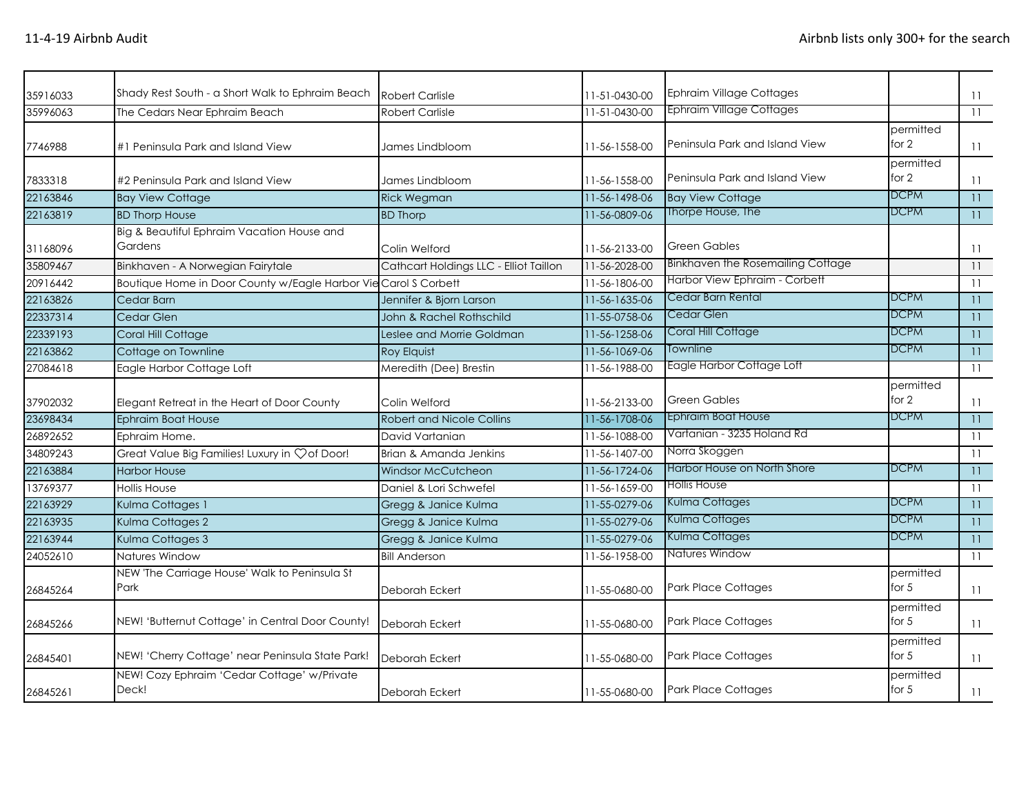| | | | | | | |
|---|---|---|---|---|---|---|
| 35916033 | Shady Rest South - a Short Walk to Ephraim Beach | Robert Carlisle | 11-51-0430-00 | Ephraim Village Cottages | | 11 |
| 35996063 | The Cedars Near Ephraim Beach | Robert Carlisle | 11-51-0430-00 | Ephraim Village Cottages | | 11 |
| 7746988 | #1 Peninsula Park and Island View | James Lindbloom | 11-56-1558-00 | Peninsula Park and Island View | permitted for 2 | 11 |
| 7833318 | #2 Peninsula Park and Island View | James Lindbloom | 11-56-1558-00 | Peninsula Park and Island View | permitted for 2 | 11 |
| 22163846 | Bay View Cottage | Rick Wegman | 11-56-1498-06 | Bay View Cottage | DCPM | 11 |
| 22163819 | BD Thorp House | BD Thorp | 11-56-0809-06 | Thorpe House, The | DCPM | 11 |
| 31168096 | Big & Beautiful Ephraim Vacation House and Gardens | Colin Welford | 11-56-2133-00 | Green Gables | | 11 |
| 35809467 | Binkhaven - A Norwegian Fairytale | Cathcart Holdings LLC - Elliot Taillon | 11-56-2028-00 | Binkhaven the Rosemailing Cottage | | 11 |
| 20916442 | Boutique Home in Door County w/Eagle Harbor Vie | Carol S Corbett | 11-56-1806-00 | Harbor View Ephraim - Corbett | | 11 |
| 22163826 | Cedar Barn | Jennifer & Bjorn Larson | 11-56-1635-06 | Cedar Barn Rental | DCPM | 11 |
| 22337314 | Cedar Glen | John & Rachel Rothschild | 11-55-0758-06 | Cedar Glen | DCPM | 11 |
| 22339193 | Coral Hill Cottage | Leslee and Morrie Goldman | 11-56-1258-06 | Coral Hill Cottage | DCPM | 11 |
| 22163862 | Cottage on Townline | Roy Elquist | 11-56-1069-06 | Townline | DCPM | 11 |
| 27084618 | Eagle Harbor Cottage Loft | Meredith (Dee) Brestin | 11-56-1988-00 | Eagle Harbor Cottage Loft | | 11 |
| 37902032 | Elegant Retreat in the Heart of Door County | Colin Welford | 11-56-2133-00 | Green Gables | permitted for 2 | 11 |
| 23698434 | Ephraim Boat House | Robert and Nicole Collins | 11-56-1708-06 | Ephraim Boat House | DCPM | 11 |
| 26892652 | Ephraim Home. | David Vartanian | 11-56-1088-00 | Vartanian - 3235 Holand Rd | | 11 |
| 34809243 | Great Value Big Families! Luxury in ♡of Door! | Brian & Amanda Jenkins | 11-56-1407-00 | Norra Skoggen | | 11 |
| 22163884 | Harbor House | Windsor McCutcheon | 11-56-1724-06 | Harbor House on North Shore | DCPM | 11 |
| 13769377 | Hollis House | Daniel & Lori Schwefel | 11-56-1659-00 | Hollis House | | 11 |
| 22163929 | Kulma Cottages 1 | Gregg & Janice Kulma | 11-55-0279-06 | Kulma Cottages | DCPM | 11 |
| 22163935 | Kulma Cottages 2 | Gregg & Janice Kulma | 11-55-0279-06 | Kulma Cottages | DCPM | 11 |
| 22163944 | Kulma Cottages 3 | Gregg & Janice Kulma | 11-55-0279-06 | Kulma Cottages | DCPM | 11 |
| 24052610 | Natures Window | Bill Anderson | 11-56-1958-00 | Natures Window | | 11 |
| 26845264 | NEW 'The Carriage House' Walk to Peninsula St Park | Deborah Eckert | 11-55-0680-00 | Park Place Cottages | permitted for 5 | 11 |
| 26845266 | NEW! 'Butternut Cottage' in Central Door County! | Deborah Eckert | 11-55-0680-00 | Park Place Cottages | permitted for 5 | 11 |
| 26845401 | NEW! 'Cherry Cottage' near Peninsula State Park! | Deborah Eckert | 11-55-0680-00 | Park Place Cottages | permitted for 5 | 11 |
| 26845261 | NEW! Cozy Ephraim 'Cedar Cottage' w/Private Deck! | Deborah Eckert | 11-55-0680-00 | Park Place Cottages | permitted for 5 | 11 |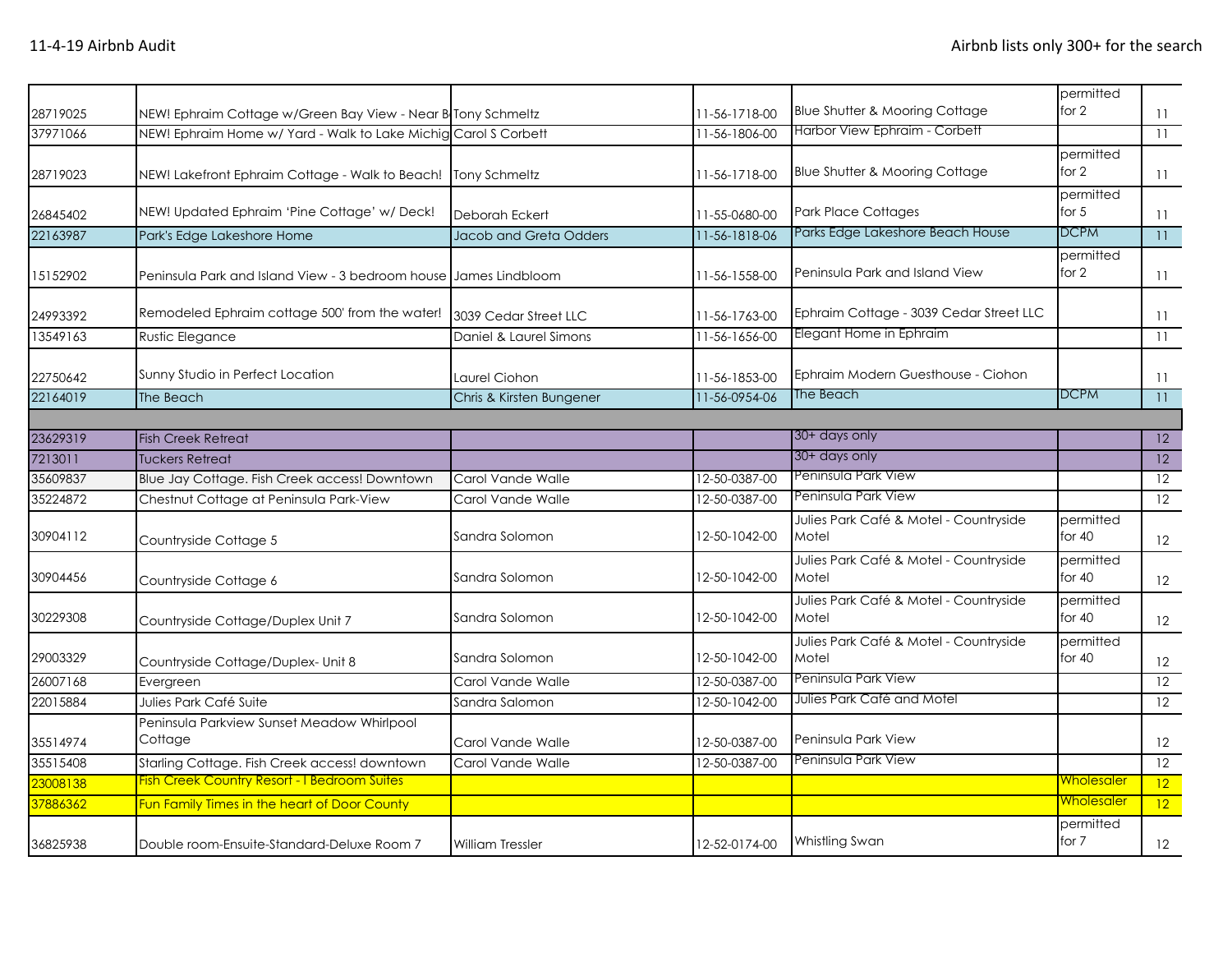11-4-19 Airbnb Audit

Airbnb lists only 300+ for the search

| | | | | | | |
|---|---|---|---|---|---|---|
| 28719025 | NEW! Ephraim Cottage w/Green Bay View - Near B | Tony Schmeltz | 11-56-1718-00 | Blue Shutter & Mooring Cottage | permitted for 2 | 11 |
| 37971066 | NEW! Ephraim Home w/ Yard - Walk to Lake Michig | Carol S Corbett | 11-56-1806-00 | Harbor View Ephraim - Corbett | | 11 |
| 28719023 | NEW! Lakefront Ephraim Cottage - Walk to Beach! | Tony Schmeltz | 11-56-1718-00 | Blue Shutter & Mooring Cottage | permitted for 2 | 11 |
| 26845402 | NEW! Updated Ephraim 'Pine Cottage' w/ Deck! | Deborah Eckert | 11-55-0680-00 | Park Place Cottages | permitted for 5 | 11 |
| 22163987 | Park's Edge Lakeshore Home | Jacob and Greta Odders | 11-56-1818-06 | Parks Edge Lakeshore Beach House | DCPM | 11 |
| 15152902 | Peninsula Park and Island View - 3 bedroom house | James Lindbloom | 11-56-1558-00 | Peninsula Park and Island View | permitted for 2 | 11 |
| 24993392 | Remodeled Ephraim cottage 500' from the water! | 3039 Cedar Street LLC | 11-56-1763-00 | Ephraim Cottage - 3039 Cedar Street LLC | | 11 |
| 13549163 | Rustic Elegance | Daniel & Laurel Simons | 11-56-1656-00 | Elegant Home in Ephraim | | 11 |
| 22750642 | Sunny Studio in Perfect Location | Laurel Ciohon | 11-56-1853-00 | Ephraim Modern Guesthouse - Ciohon | | 11 |
| 22164019 | The Beach | Chris & Kirsten Bungener | 11-56-0954-06 | The Beach | DCPM | 11 |
| | | | | | | |
| 23629319 | Fish Creek Retreat | | | 30+ days only | | 12 |
| 7213011 | Tuckers Retreat | | | 30+ days only | | 12 |
| 35609837 | Blue Jay Cottage. Fish Creek access! Downtown | Carol Vande Walle | 12-50-0387-00 | Peninsula Park View | | 12 |
| 35224872 | Chestnut Cottage at Peninsula Park-View | Carol Vande Walle | 12-50-0387-00 | Peninsula Park View | | 12 |
| 30904112 | Countryside Cottage 5 | Sandra Solomon | 12-50-1042-00 | Julies Park Café & Motel - Countryside Motel | permitted for 40 | 12 |
| 30904456 | Countryside Cottage 6 | Sandra Solomon | 12-50-1042-00 | Julies Park Café & Motel - Countryside Motel | permitted for 40 | 12 |
| 30229308 | Countryside Cottage/Duplex Unit 7 | Sandra Solomon | 12-50-1042-00 | Julies Park Café & Motel - Countryside Motel | permitted for 40 | 12 |
| 29003329 | Countryside Cottage/Duplex- Unit 8 | Sandra Solomon | 12-50-1042-00 | Julies Park Café & Motel - Countryside Motel | permitted for 40 | 12 |
| 26007168 | Evergreen | Carol Vande Walle | 12-50-0387-00 | Peninsula Park View | | 12 |
| 22015884 | Julies Park Café Suite | Sandra Salomon | 12-50-1042-00 | Julies Park Café and Motel | | 12 |
| 35514974 | Peninsula Parkview Sunset Meadow Whirlpool Cottage | Carol Vande Walle | 12-50-0387-00 | Peninsula Park View | | 12 |
| 35515408 | Starling Cottage. Fish Creek access! downtown | Carol Vande Walle | 12-50-0387-00 | Peninsula Park View | | 12 |
| 23008138 | Fish Creek Country Resort - I Bedroom Suites | | | | Wholesaler | 12 |
| 37886362 | Fun Family Times in the heart of Door County | | | | Wholesaler | 12 |
| 36825938 | Double room-Ensuite-Standard-Deluxe Room 7 | William Tressler | 12-52-0174-00 | Whistling Swan | permitted for 7 | 12 |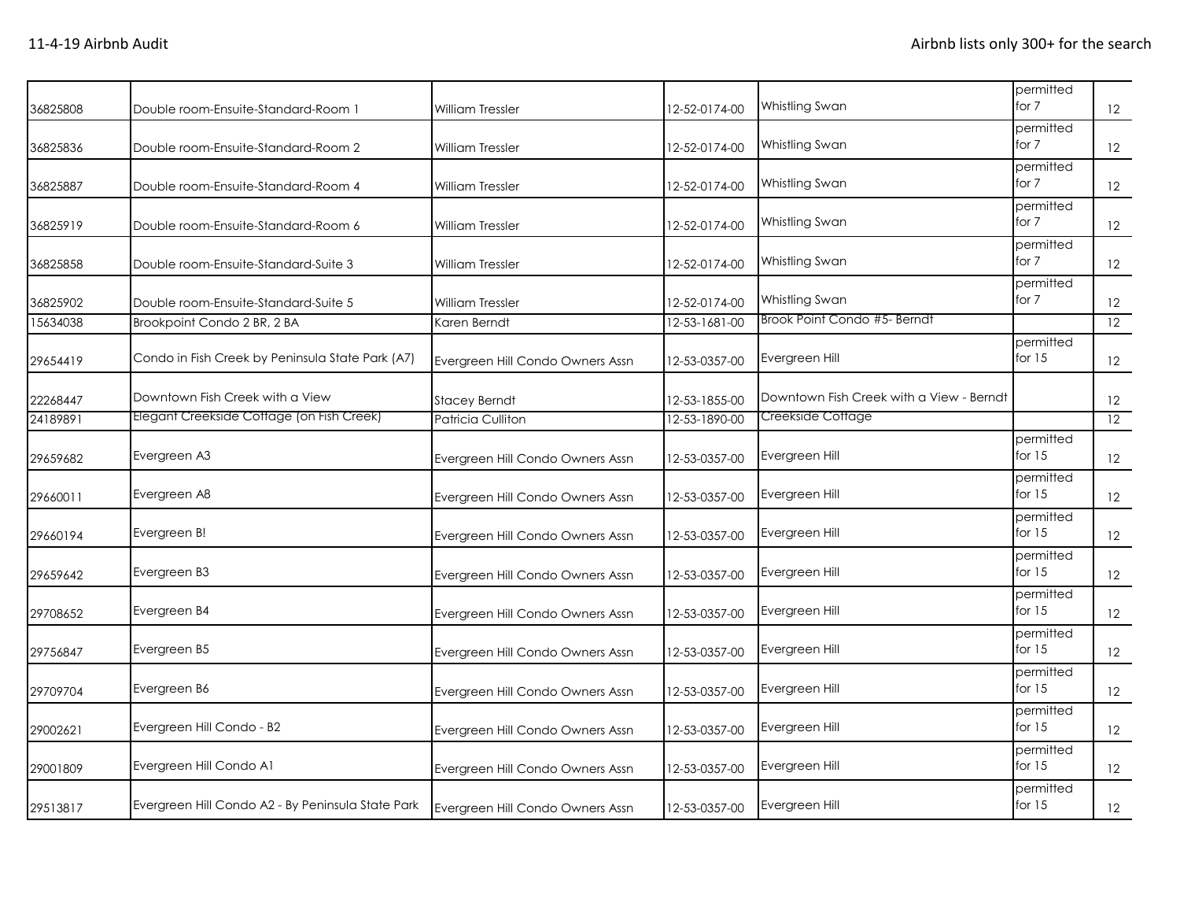| | | | | | | |
|---|---|---|---|---|---|---|
| 36825808 | Double room-Ensuite-Standard-Room 1 | William Tressler | 12-52-0174-00 | Whistling Swan | permitted for 7 | 12 |
| 36825836 | Double room-Ensuite-Standard-Room 2 | William Tressler | 12-52-0174-00 | Whistling Swan | permitted for 7 | 12 |
| 36825887 | Double room-Ensuite-Standard-Room 4 | William Tressler | 12-52-0174-00 | Whistling Swan | permitted for 7 | 12 |
| 36825919 | Double room-Ensuite-Standard-Room 6 | William Tressler | 12-52-0174-00 | Whistling Swan | permitted for 7 | 12 |
| 36825858 | Double room-Ensuite-Standard-Suite 3 | William Tressler | 12-52-0174-00 | Whistling Swan | permitted for 7 | 12 |
| 36825902 | Double room-Ensuite-Standard-Suite 5 | William Tressler | 12-52-0174-00 | Whistling Swan | permitted for 7 | 12 |
| 15634038 | Brookpoint Condo 2 BR, 2 BA | Karen Berndt | 12-53-1681-00 | Brook Point Condo #5- Berndt | | 12 |
| 29654419 | Condo in Fish Creek by Peninsula State Park (A7) | Evergreen Hill Condo Owners Assn | 12-53-0357-00 | Evergreen Hill | permitted for 15 | 12 |
| 22268447 | Downtown Fish Creek with a View | Stacey Berndt | 12-53-1855-00 | Downtown Fish Creek with a View - Berndt | | 12 |
| 24189891 | Elegant Creekside Cottage (on Fish Creek) | Patricia Culliton | 12-53-1890-00 | Creekside Cottage | | 12 |
| 29659682 | Evergreen A3 | Evergreen Hill Condo Owners Assn | 12-53-0357-00 | Evergreen Hill | permitted for 15 | 12 |
| 29660011 | Evergreen A8 | Evergreen Hill Condo Owners Assn | 12-53-0357-00 | Evergreen Hill | permitted for 15 | 12 |
| 29660194 | Evergreen B! | Evergreen Hill Condo Owners Assn | 12-53-0357-00 | Evergreen Hill | permitted for 15 | 12 |
| 29659642 | Evergreen B3 | Evergreen Hill Condo Owners Assn | 12-53-0357-00 | Evergreen Hill | permitted for 15 | 12 |
| 29708652 | Evergreen B4 | Evergreen Hill Condo Owners Assn | 12-53-0357-00 | Evergreen Hill | permitted for 15 | 12 |
| 29756847 | Evergreen B5 | Evergreen Hill Condo Owners Assn | 12-53-0357-00 | Evergreen Hill | permitted for 15 | 12 |
| 29709704 | Evergreen B6 | Evergreen Hill Condo Owners Assn | 12-53-0357-00 | Evergreen Hill | permitted for 15 | 12 |
| 29002621 | Evergreen Hill Condo - B2 | Evergreen Hill Condo Owners Assn | 12-53-0357-00 | Evergreen Hill | permitted for 15 | 12 |
| 29001809 | Evergreen Hill Condo A1 | Evergreen Hill Condo Owners Assn | 12-53-0357-00 | Evergreen Hill | permitted for 15 | 12 |
| 29513817 | Evergreen Hill Condo A2 - By Peninsula State Park | Evergreen Hill Condo Owners Assn | 12-53-0357-00 | Evergreen Hill | permitted for 15 | 12 |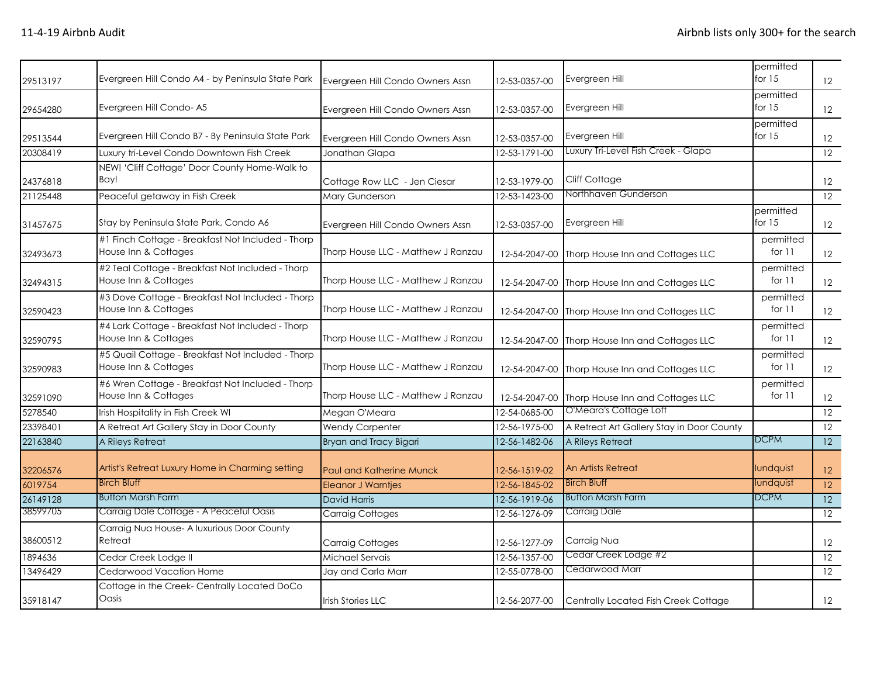| | | | | | | |
|---|---|---|---|---|---|---|
| 29513197 | Evergreen Hill Condo A4 - by Peninsula State Park | Evergreen Hill Condo Owners Assn | 12-53-0357-00 | Evergreen Hill | permitted for 15 | 12 |
| 29654280 | Evergreen Hill Condo- A5 | Evergreen Hill Condo Owners Assn | 12-53-0357-00 | Evergreen Hill | permitted for 15 | 12 |
| 29513544 | Evergreen Hill Condo B7 - By Peninsula State Park | Evergreen Hill Condo Owners Assn | 12-53-0357-00 | Evergreen Hill | permitted for 15 | 12 |
| 20308419 | Luxury tri-Level Condo Downtown Fish Creek | Jonathan Glapa | 12-53-1791-00 | Luxury Tri-Level Fish Creek - Glapa | | 12 |
| 24376818 | NEW! 'Cliff Cottage' Door County Home-Walk to Bay! | Cottage Row LLC - Jen Ciesar | 12-53-1979-00 | Cliff Cottage | | 12 |
| 21125448 | Peaceful getaway in Fish Creek | Mary Gunderson | 12-53-1423-00 | Northhaven Gunderson | | 12 |
| 31457675 | Stay by Peninsula State Park, Condo A6 | Evergreen Hill Condo Owners Assn | 12-53-0357-00 | Evergreen Hill | permitted for 15 | 12 |
| 32493673 | #1 Finch Cottage - Breakfast Not Included - Thorp House Inn & Cottages | Thorp House LLC - Matthew J Ranzau | 12-54-2047-00 | Thorp House Inn and Cottages LLC | permitted for 11 | 12 |
| 32494315 | #2 Teal Cottage - Breakfast Not Included - Thorp House Inn & Cottages | Thorp House LLC - Matthew J Ranzau | 12-54-2047-00 | Thorp House Inn and Cottages LLC | permitted for 11 | 12 |
| 32590423 | #3 Dove Cottage - Breakfast Not Included - Thorp House Inn & Cottages | Thorp House LLC - Matthew J Ranzau | 12-54-2047-00 | Thorp House Inn and Cottages LLC | permitted for 11 | 12 |
| 32590795 | #4 Lark Cottage - Breakfast Not Included - Thorp House Inn & Cottages | Thorp House LLC - Matthew J Ranzau | 12-54-2047-00 | Thorp House Inn and Cottages LLC | permitted for 11 | 12 |
| 32590983 | #5 Quail Cottage - Breakfast Not Included - Thorp House Inn & Cottages | Thorp House LLC - Matthew J Ranzau | 12-54-2047-00 | Thorp House Inn and Cottages LLC | permitted for 11 | 12 |
| 32591090 | #6 Wren Cottage - Breakfast Not Included - Thorp House Inn & Cottages | Thorp House LLC - Matthew J Ranzau | 12-54-2047-00 | Thorp House Inn and Cottages LLC | permitted for 11 | 12 |
| 5278540 | Irish Hospitality in Fish Creek WI | Megan O'Meara | 12-54-0685-00 | O'Meara's Cottage Loft | | 12 |
| 23398401 | A Retreat Art Gallery Stay in Door County | Wendy Carpenter | 12-56-1975-00 | A Retreat Art Gallery Stay in Door County | | 12 |
| 22163840 | A Rileys Retreat | Bryan and Tracy Bigari | 12-56-1482-06 | A Rileys Retreat | DCPM | 12 |
| 32206576 | Artist's Retreat Luxury Home in Charming setting | Paul and Katherine Munck | 12-56-1519-02 | An Artists Retreat | lundquist | 12 |
| 6019754 | Birch Bluff | Eleanor J Warntjes | 12-56-1845-02 | Birch Bluff | lundquist | 12 |
| 26149128 | Button Marsh Farm | David Harris | 12-56-1919-06 | Button Marsh Farm | DCPM | 12 |
| 38599705 | Carraig Dale Cottage - A Peaceful Oasis | Carraig Cottages | 12-56-1276-09 | Carraig Dale | | 12 |
| 38600512 | Carraig Nua House- A luxurious Door County Retreat | Carraig Cottages | 12-56-1277-09 | Carraig Nua | | 12 |
| 1894636 | Cedar Creek Lodge II | Michael Servais | 12-56-1357-00 | Cedar Creek Lodge #2 | | 12 |
| 13496429 | Cedarwood Vacation Home | Jay and Carla Marr | 12-55-0778-00 | Cedarwood Marr | | 12 |
| 35918147 | Cottage in the Creek- Centrally Located DoCo Oasis | Irish Stories LLC | 12-56-2077-00 | Centrally Located Fish Creek Cottage | | 12 |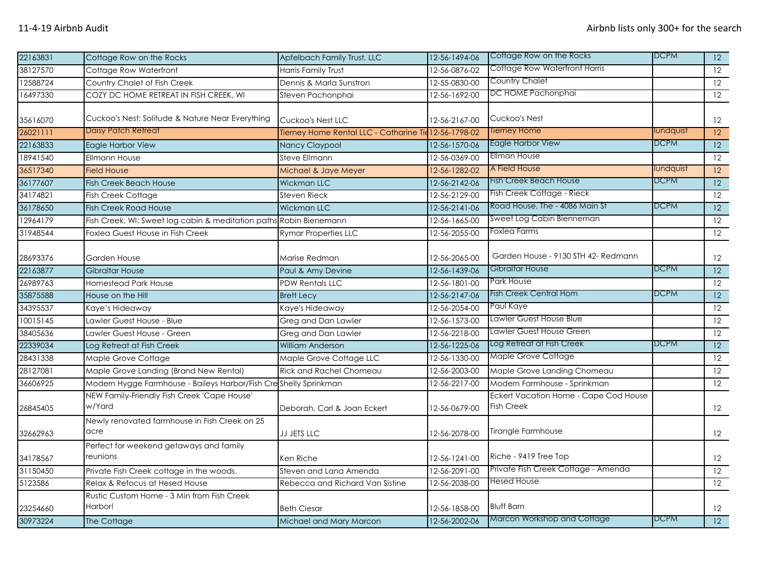| | | | | | | |
|---|---|---|---|---|---|---|
| 22163831 | Cottage Row on the Rocks | Apfelbach Family Trust, LLC | 12-56-1494-06 | Cottage Row on the Rocks | DCPM | 12 |
| 38127570 | Cottage Row Waterfront | Harris Family Trust | 12-56-0876-02 | Cottage Row Waterfront Harris | | 12 |
| 12588724 | Country Chalet of Fish Creek | Dennis & Marla Sunstron | 12-55-0830-00 | Country Chalet | | 12 |
| 16497330 | COZY DC HOME RETREAT IN FISH CREEK, WI | Steven Pachonphai | 12-56-1692-00 | DC HOME Pachonphai | | 12 |
| 35616070 | Cuckoo's Nest: Solitude & Nature Near Everything | Cuckoo's Nest LLC | 12-56-2167-00 | Cuckoo's Nest | | 12 |
| 26021111 | Daisy Patch Retreat | Tierney Home Rental LLC - Catharine Tie | 12-56-1798-02 | Tierney Home | lundquist | 12 |
| 22163833 | Eagle Harbor View | Nancy Claypool | 12-56-1570-06 | Eagle Harbor View | DCPM | 12 |
| 18941540 | Ellmann House | Steve Ellmann | 12-56-0369-00 | Ellman House | | 12 |
| 36517340 | Field House | Michael & Jaye Meyer | 12-56-1282-02 | A Field House | lundquist | 12 |
| 36177607 | Fish Creek Beach House | Wickman LLC | 12-56-2142-06 | Fish Creek Beach House | DCPM | 12 |
| 34174821 | Fish Creek Cottage | Steven Rieck | 12-56-2129-00 | Fish Creek Cottage - Rieck | | 12 |
| 36178650 | Fish Creek Road House | Wickman LLC | 12-56-2141-06 | Road House, The - 4086 Main St | DCPM | 12 |
| 12964179 | Fish Creek, WI: Sweet log cabin & meditation paths | Robin Bienemann | 12-56-1665-00 | Sweet Log Cabin Bienneman | | 12 |
| 31948544 | Foxlea Guest House in Fish Creek | Rymar Properties LLC | 12-56-2055-00 | Foxlea Farms | | 12 |
| 28693376 | Garden House | Marise Redman | 12-56-2065-00 | Garden House - 9130 STH 42- Redmann | | 12 |
| 22163877 | Gibraltar House | Paul & Amy Devine | 12-56-1439-06 | Gibraltar House | DCPM | 12 |
| 26989763 | Homestead Park House | PDW Rentals LLC | 12-56-1801-00 | Park House | | 12 |
| 35875588 | House on the Hill | Brett Lecy | 12-56-2147-06 | Fish Creek Central Hom | DCPM | 12 |
| 34395537 | Kaye's Hideaway | Kaye's Hideaway | 12-56-2054-00 | Paul Kaye | | 12 |
| 10015145 | Lawler Guest House - Blue | Greg and Dan Lawler | 12-56-1573-00 | Lawler Guest House Blue | | 12 |
| 38405636 | Lawler Guest House - Green | Greg and Dan Lawler | 12-56-2218-00 | Lawler Guest House Green | | 12 |
| 22339034 | Log Retreat at Fish Creek | William Anderson | 12-56-1225-06 | Log Retreat at Fish Creek | DCPM | 12 |
| 28431338 | Maple Grove Cottage | Maple Grove Cottage LLC | 12-56-1330-00 | Maple Grove Cottage | | 12 |
| 28127081 | Maple Grove Landing (Brand New Rental) | Rick and Rachel Chomeau | 12-56-2003-00 | Maple Grove Landing Chomeau | | 12 |
| 36606925 | Modern Hygge Farmhouse - Baileys Harbor/Fish Cre | Shelly Sprinkman | 12-56-2217-00 | Modern Farmhouse - Sprinkman | | 12 |
| 26845405 | NEW Family-Friendly Fish Creek 'Cape House' w/Yard | Deborah, Carl & Joan Eckert | 12-56-0679-00 | Eckert Vacation Home - Cape Cod House Fish Creek | | 12 |
| 32662963 | Newly renovated farmhouse in Fish Creek on 25 acre | JJ JETS LLC | 12-56-2078-00 | Tirangle Farmhouse | | 12 |
| 34178567 | Perfect for weekend getaways and family reunions | Ken Riche | 12-56-1241-00 | Riche - 9419 Tree Top | | 12 |
| 31150450 | Private Fish Creek cottage in the woods. | Steven and Lana Amenda | 12-56-2091-00 | Private Fish Creek Cottage - Amenda | | 12 |
| 5123586 | Relax & Refocus at Hesed House | Rebecca and Richard Van Sistine | 12-56-2038-00 | Hesed House | | 12 |
| 23254660 | Rustic Custom Home - 3 Min from Fish Creek Harbor! | Beth Ciesar | 12-56-1858-00 | Bluff Barn | | 12 |
| 30973224 | The Cottage | Michael and Mary Marcon | 12-56-2002-06 | Marcon Workshop and Cottage | DCPM | 12 |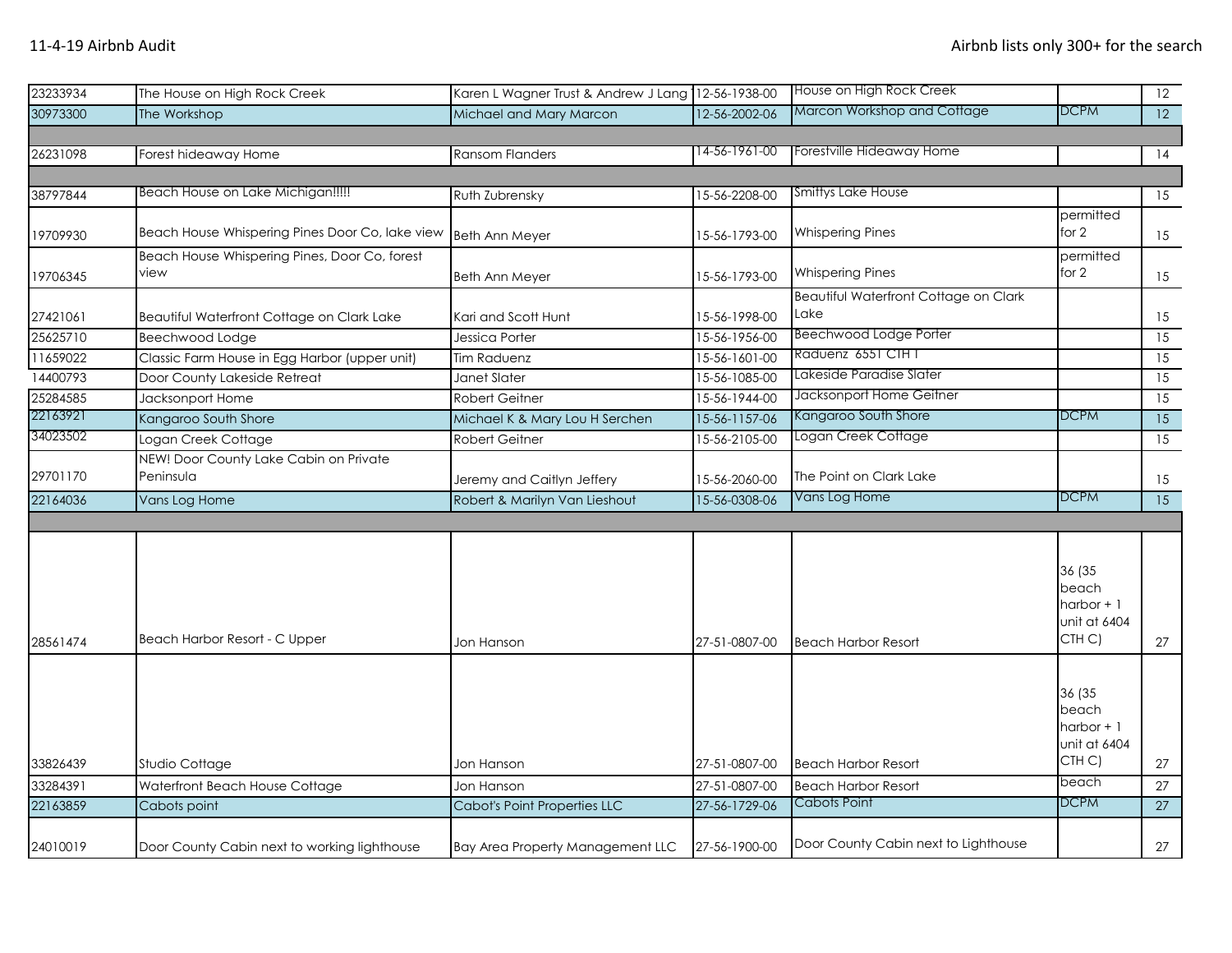| | | | | | | |
|---|---|---|---|---|---|---|
| 23233934 | The House on High Rock Creek | Karen L Wagner Trust & Andrew J Lang | 12-56-1938-00 | House on High Rock Creek | | 12 |
| 30973300 | The Workshop | Michael and Mary Marcon | 12-56-2002-06 | Marcon Workshop and Cottage | DCPM | 12 |
| | | | | | | |
| 26231098 | Forest hideaway Home | Ransom Flanders | 14-56-1961-00 | Forestville Hideaway Home | | 14 |
| | | | | | | |
| 38797844 | Beach House on Lake Michigan!!!!! | Ruth Zubrensky | 15-56-2208-00 | Smittys Lake House | | 15 |
| 19709930 | Beach House Whispering Pines Door Co, lake view | Beth Ann Meyer | 15-56-1793-00 | Whispering Pines | permitted for 2 | 15 |
| 19706345 | Beach House Whispering Pines, Door Co, forest view | Beth Ann Meyer | 15-56-1793-00 | Whispering Pines | permitted for 2 | 15 |
| 27421061 | Beautiful Waterfront Cottage on Clark Lake | Kari and Scott Hunt | 15-56-1998-00 | Beautiful Waterfront Cottage on Clark Lake | | 15 |
| 25625710 | Beechwood Lodge | Jessica Porter | 15-56-1956-00 | Beechwood Lodge Porter | | 15 |
| 11659022 | Classic Farm House in Egg Harbor (upper unit) | Tim Raduenz | 15-56-1601-00 | Raduenz 6551 CTH T | | 15 |
| 14400793 | Door County Lakeside Retreat | Janet Slater | 15-56-1085-00 | Lakeside Paradise Slater | | 15 |
| 25284585 | Jacksonport Home | Robert Geitner | 15-56-1944-00 | Jacksonport Home Geitner | | 15 |
| 22163921 | Kangaroo South Shore | Michael K & Mary Lou H Serchen | 15-56-1157-06 | Kangaroo South Shore | DCPM | 15 |
| 34023502 | Logan Creek Cottage | Robert Geitner | 15-56-2105-00 | Logan Creek Cottage | | 15 |
| 29701170 | NEW! Door County Lake Cabin on Private Peninsula | Jeremy and Caitlyn Jeffery | 15-56-2060-00 | The Point on Clark Lake | | 15 |
| 22164036 | Vans Log Home | Robert & Marilyn Van Lieshout | 15-56-0308-06 | Vans Log Home | DCPM | 15 |
| | | | | | | |
| 28561474 | Beach Harbor Resort - C Upper | Jon Hanson | 27-51-0807-00 | Beach Harbor Resort | 36 (35 beach harbor + 1 unit at 6404 CTH C) | 27 |
| 33826439 | Studio Cottage | Jon Hanson | 27-51-0807-00 | Beach Harbor Resort | 36 (35 beach harbor + 1 unit at 6404 CTH C) | 27 |
| 33284391 | Waterfront Beach House Cottage | Jon Hanson | 27-51-0807-00 | Beach Harbor Resort | beach | 27 |
| 22163859 | Cabots point | Cabot's Point Properties LLC | 27-56-1729-06 | Cabots Point | DCPM | 27 |
| 24010019 | Door County Cabin next to working lighthouse | Bay Area Property Management LLC | 27-56-1900-00 | Door County Cabin next to Lighthouse | | 27 |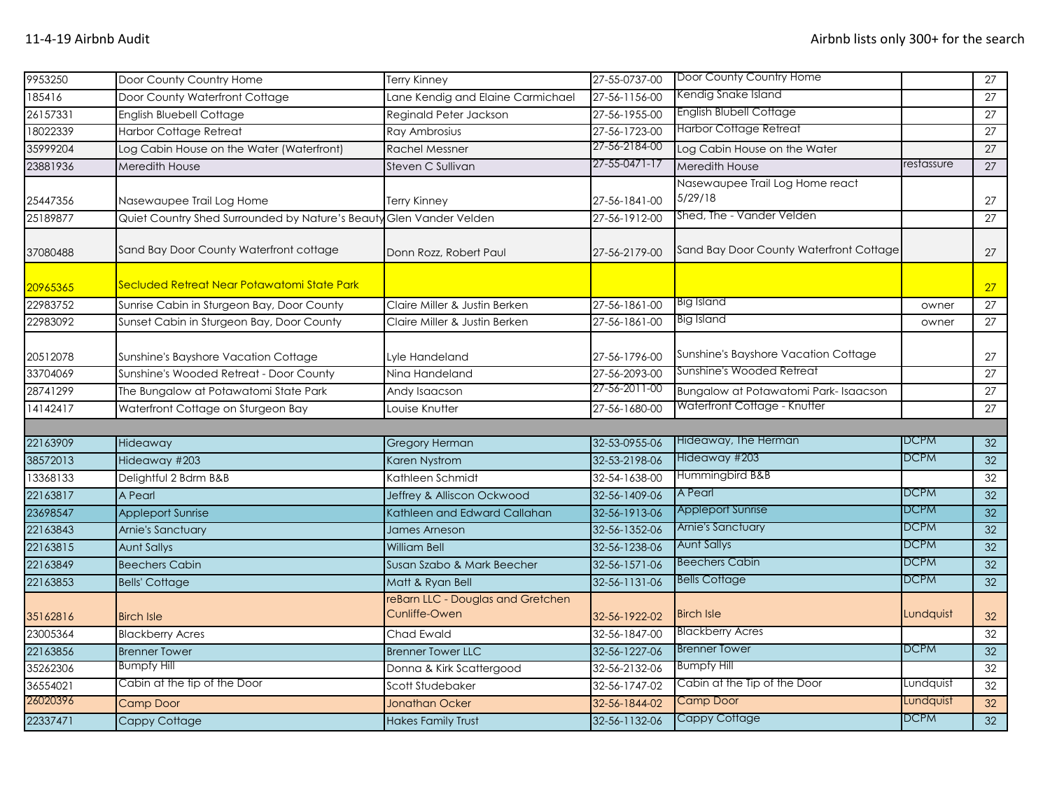| | | | | | | |
|---|---|---|---|---|---|---|
| 9953250 | Door County Country Home | Terry Kinney | 27-55-0737-00 | Door County Country Home | | 27 |
| 185416 | Door County Waterfront Cottage | Lane Kendig and Elaine Carmichael | 27-56-1156-00 | Kendig Snake Island | | 27 |
| 26157331 | English Bluebell Cottage | Reginald Peter Jackson | 27-56-1955-00 | English Blubell Cottage | | 27 |
| 18022339 | Harbor Cottage Retreat | Ray Ambrosius | 27-56-1723-00 | Harbor Cottage Retreat | | 27 |
| 35999204 | Log Cabin House on the Water (Waterfront) | Rachel Messner | 27-56-2184-00 | Log Cabin House on the Water | | 27 |
| 23881936 | Meredith House | Steven C Sullivan | 27-55-0471-17 | Meredith House | restassure | 27 |
| 25447356 | Nasewaupee Trail Log Home | Terry Kinney | 27-56-1841-00 | Nasewaupee Trail Log Home react 5/29/18 | | 27 |
| 25189877 | Quiet Country Shed Surrounded by Nature's Beauty | Glen Vander Velden | 27-56-1912-00 | Shed, The - Vander Velden | | 27 |
| 37080488 | Sand Bay Door County Waterfront cottage | Donn Rozz, Robert Paul | 27-56-2179-00 | Sand Bay Door County Waterfront Cottage | | 27 |
| 20965365 | Secluded Retreat Near Potawatomi State Park | | | | | 27 |
| 22983752 | Sunrise Cabin in Sturgeon Bay, Door County | Claire Miller & Justin Berken | 27-56-1861-00 | Big Island | owner | 27 |
| 22983092 | Sunset Cabin in Sturgeon Bay, Door County | Claire Miller & Justin Berken | 27-56-1861-00 | Big Island | owner | 27 |
| 20512078 | Sunshine's Bayshore Vacation Cottage | Lyle Handeland | 27-56-1796-00 | Sunshine's Bayshore Vacation Cottage | | 27 |
| 33704069 | Sunshine's Wooded Retreat - Door County | Nina Handeland | 27-56-2093-00 | Sunshine's Wooded Retreat | | 27 |
| 28741299 | The Bungalow at Potawatomi State Park | Andy Isaacson | 27-56-2011-00 | Bungalow at Potawatomi Park- Isaacson | | 27 |
| 14142417 | Waterfront Cottage on Sturgeon Bay | Louise Knutter | 27-56-1680-00 | Waterfront Cottage - Knutter | | 27 |
| | | | | | | |
| 22163909 | Hideaway | Gregory Herman | 32-53-0955-06 | Hideaway, The Herman | DCPM | 32 |
| 38572013 | Hideaway #203 | Karen Nystrom | 32-53-2198-06 | Hideaway #203 | DCPM | 32 |
| 13368133 | Delightful 2 Bdrm B&B | Kathleen Schmidt | 32-54-1638-00 | Hummingbird B&B | | 32 |
| 22163817 | A Pearl | Jeffrey & Alliscon Ockwood | 32-56-1409-06 | A Pearl | DCPM | 32 |
| 23698547 | Appleport Sunrise | Kathleen and Edward Callahan | 32-56-1913-06 | Appleport Sunrise | DCPM | 32 |
| 22163843 | Arnie's Sanctuary | James Arneson | 32-56-1352-06 | Arnie's Sanctuary | DCPM | 32 |
| 22163815 | Aunt Sallys | William Bell | 32-56-1238-06 | Aunt Sallys | DCPM | 32 |
| 22163849 | Beechers Cabin | Susan Szabo & Mark Beecher | 32-56-1571-06 | Beechers Cabin | DCPM | 32 |
| 22163853 | Bells' Cottage | Matt & Ryan Bell | 32-56-1131-06 | Bells Cottage | DCPM | 32 |
| 35162816 | Birch Isle | reBarn LLC - Douglas and Gretchen Cunliffe-Owen | 32-56-1922-02 | Birch Isle | Lundquist | 32 |
| 23005364 | Blackberry Acres | Chad Ewald | 32-56-1847-00 | Blackberry Acres | | 32 |
| 22163856 | Brenner Tower | Brenner Tower LLC | 32-56-1227-06 | Brenner Tower | DCPM | 32 |
| 35262306 | Bumpfy Hill | Donna & Kirk Scattergood | 32-56-2132-06 | Bumpfy Hill | | 32 |
| 36554021 | Cabin at the tip of the Door | Scott Studebaker | 32-56-1747-02 | Cabin at the Tip of the Door | Lundquist | 32 |
| 26020396 | Camp Door | Jonathan Ocker | 32-56-1844-02 | Camp Door | Lundquist | 32 |
| 22337471 | Cappy Cottage | Hakes Family Trust | 32-56-1132-06 | Cappy Cottage | DCPM | 32 |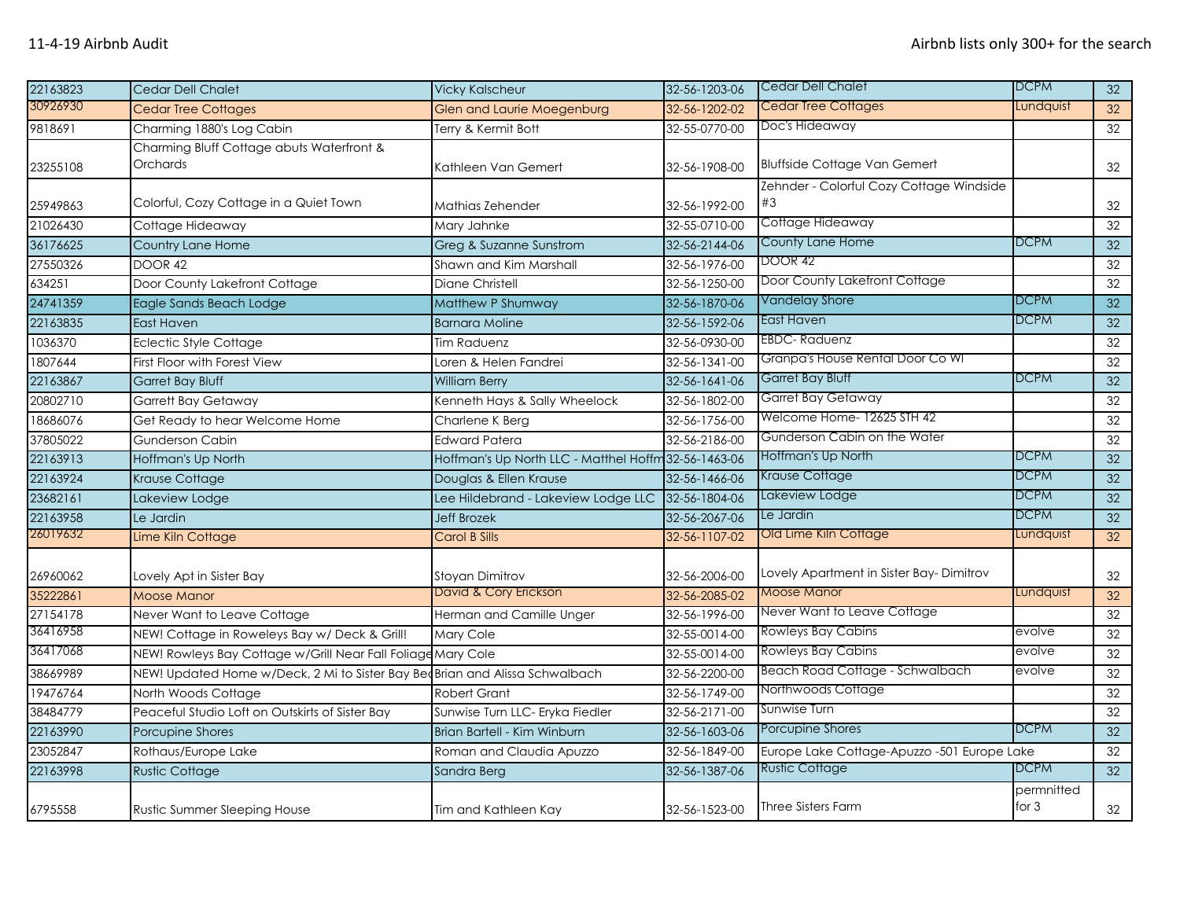| 22163823 | Cedar Dell Chalet | Vicky Kalscheur | 32-56-1203-06 | Cedar Dell Chalet | DCPM | 32 |
|---|---|---|---|---|---|---|
| 30926930 | Cedar Tree Cottages | Glen and Laurie Moegenburg | 32-56-1202-02 | Cedar Tree Cottages | Lundquist | 32 |
| 9818691 | Charming 1880's Log Cabin | Terry & Kermit Bott | 32-55-0770-00 | Doc's Hideaway | | 32 |
| 23255108 | Charming Bluff Cottage abuts Waterfront & Orchards | Kathleen Van Gemert | 32-56-1908-00 | Bluffside Cottage Van Gemert | | 32 |
| 25949863 | Colorful, Cozy Cottage in a Quiet Town | Mathias Zehender | 32-56-1992-00 | Zehnder - Colorful Cozy Cottage Windside #3 | | 32 |
| 21026430 | Cottage Hideaway | Mary Jahnke | 32-55-0710-00 | Cottage Hideaway | | 32 |
| 36176625 | Country Lane Home | Greg & Suzanne Sunstrom | 32-56-2144-06 | County Lane Home | DCPM | 32 |
| 27550326 | DOOR 42 | Shawn and Kim Marshall | 32-56-1976-00 | DOOR 42 | | 32 |
| 634251 | Door County Lakefront Cottage | Diane Christell | 32-56-1250-00 | Door County Lakefront Cottage | | 32 |
| 24741359 | Eagle Sands Beach Lodge | Matthew P Shumway | 32-56-1870-06 | Vandelay Shore | DCPM | 32 |
| 22163835 | East Haven | Barnara Moline | 32-56-1592-06 | East Haven | DCPM | 32 |
| 1036370 | Eclectic Style Cottage | Tim Raduenz | 32-56-0930-00 | EBDC- Raduenz | | 32 |
| 1807644 | First Floor with Forest View | Loren & Helen Fandrei | 32-56-1341-00 | Granpa's House Rental Door Co WI | | 32 |
| 22163867 | Garret Bay Bluff | William Berry | 32-56-1641-06 | Garret Bay Bluff | DCPM | 32 |
| 20802710 | Garrett Bay Getaway | Kenneth Hays & Sally Wheelock | 32-56-1802-00 | Garret Bay Getaway | | 32 |
| 18686076 | Get Ready to hear Welcome Home | Charlene K Berg | 32-56-1756-00 | Welcome Home- 12625 STH 42 | | 32 |
| 37805022 | Gunderson Cabin | Edward Patera | 32-56-2186-00 | Gunderson Cabin on the Water | | 32 |
| 22163913 | Hoffman's Up North | Hoffman's Up North LLC - Matthel Hoffm | 32-56-1463-06 | Hoffman's Up North | DCPM | 32 |
| 22163924 | Krause Cottage | Douglas & Ellen Krause | 32-56-1466-06 | Krause Cottage | DCPM | 32 |
| 23682161 | Lakeview Lodge | Lee Hildebrand - Lakeview Lodge LLC | 32-56-1804-06 | Lakeview Lodge | DCPM | 32 |
| 22163958 | Le Jardin | Jeff Brozek | 32-56-2067-06 | Le Jardin | DCPM | 32 |
| 26019632 | Lime Kiln Cottage | Carol B Sills | 32-56-1107-02 | Old Lime Kiln Cottage | Lundquist | 32 |
| 26960062 | Lovely Apt in Sister Bay | Stoyan Dimitrov | 32-56-2006-00 | Lovely Apartment in Sister Bay- Dimitrov | | 32 |
| 35222861 | Moose Manor | David & Cory Erickson | 32-56-2085-02 | Moose Manor | Lundquist | 32 |
| 27154178 | Never Want to Leave Cottage | Herman and Camille Unger | 32-56-1996-00 | Never Want to Leave Cottage | | 32 |
| 36416958 | NEW! Cottage in Roweleys Bay w/ Deck & Grill! | Mary Cole | 32-55-0014-00 | Rowleys Bay Cabins | evolve | 32 |
| 36417068 | NEW! Rowleys Bay Cottage w/Grill Near Fall Foliage | Mary Cole | 32-55-0014-00 | Rowleys Bay Cabins | evolve | 32 |
| 38669989 | NEW! Updated Home w/Deck, 2 Mi to Sister Bay Bea | Brian and Alissa Schwalbach | 32-56-2200-00 | Beach Road Cottage - Schwalbach | evolve | 32 |
| 19476764 | North Woods Cottage | Robert Grant | 32-56-1749-00 | Northwoods Cottage | | 32 |
| 38484779 | Peaceful Studio Loft on Outskirts of Sister Bay | Sunwise Turn LLC- Eryka Fiedler | 32-56-2171-00 | Sunwise Turn | | 32 |
| 22163990 | Porcupine Shores | Brian Bartell - Kim Winburn | 32-56-1603-06 | Porcupine Shores | DCPM | 32 |
| 23052847 | Rothaus/Europe Lake | Roman and Claudia Apuzzo | 32-56-1849-00 | Europe Lake Cottage-Apuzzo -501 Europe Lake | | 32 |
| 22163998 | Rustic Cottage | Sandra Berg | 32-56-1387-06 | Rustic Cottage | DCPM | 32 |
| 6795558 | Rustic Summer Sleeping House | Tim and Kathleen Kay | 32-56-1523-00 | Three Sisters Farm | permnitted for 3 | 32 |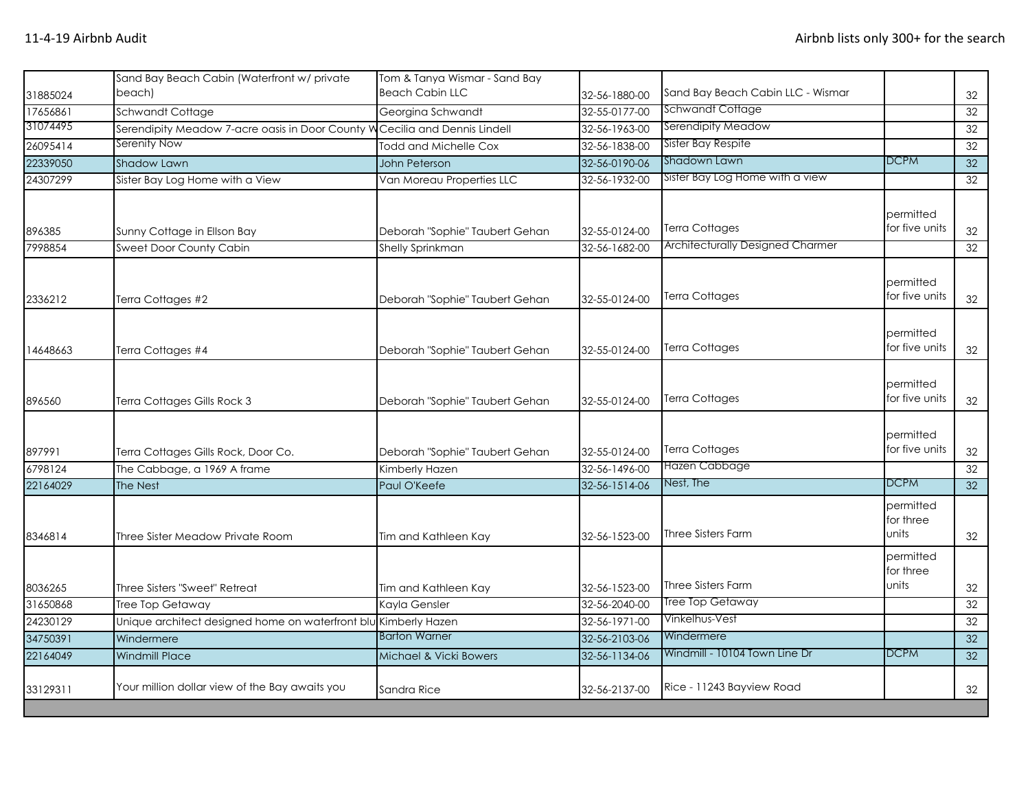| | | | | | | |
|---|---|---|---|---|---|---|
| 31885024 | Sand Bay Beach Cabin (Waterfront w/ private beach) | Tom & Tanya Wismar - Sand Bay Beach Cabin LLC | 32-56-1880-00 | Sand Bay Beach Cabin LLC - Wismar | | 32 |
| 17656861 | Schwandt Cottage | Georgina Schwandt | 32-55-0177-00 | Schwandt Cottage | | 32 |
| 31074495 | Serendipity Meadow 7-acre oasis in Door County W | Cecilia and Dennis Lindell | 32-56-1963-00 | Serendipity Meadow | | 32 |
| 26095414 | Serenity Now | Todd and Michelle Cox | 32-56-1838-00 | Sister Bay Respite | | 32 |
| 22339050 | Shadow Lawn | John Peterson | 32-56-0190-06 | Shadown Lawn | DCPM | 32 |
| 24307299 | Sister Bay Log Home with a View | Van Moreau Properties LLC | 32-56-1932-00 | Sister Bay Log Home with a view | | 32 |
| 896385 | Sunny Cottage in Ellson Bay | Deborah "Sophie" Taubert Gehan | 32-55-0124-00 | Terra Cottages | permitted for five units | 32 |
| 7998854 | Sweet Door County Cabin | Shelly Sprinkman | 32-56-1682-00 | Architecturally Designed Charmer | | 32 |
| 2336212 | Terra Cottages #2 | Deborah "Sophie" Taubert Gehan | 32-55-0124-00 | Terra Cottages | permitted for five units | 32 |
| 14648663 | Terra Cottages #4 | Deborah "Sophie" Taubert Gehan | 32-55-0124-00 | Terra Cottages | permitted for five units | 32 |
| 896560 | Terra Cottages Gills Rock 3 | Deborah "Sophie" Taubert Gehan | 32-55-0124-00 | Terra Cottages | permitted for five units | 32 |
| 897991 | Terra Cottages Gills Rock, Door Co. | Deborah "Sophie" Taubert Gehan | 32-55-0124-00 | Terra Cottages | permitted for five units | 32 |
| 6798124 | The Cabbage, a 1969 A frame | Kimberly Hazen | 32-56-1496-00 | Hazen Cabbage | | 32 |
| 22164029 | The Nest | Paul O'Keefe | 32-56-1514-06 | Nest, The | DCPM | 32 |
| 8346814 | Three Sister Meadow Private Room | Tim and Kathleen Kay | 32-56-1523-00 | Three Sisters Farm | permitted for three units | 32 |
| 8036265 | Three Sisters "Sweet" Retreat | Tim and Kathleen Kay | 32-56-1523-00 | Three Sisters Farm | permitted for three units | 32 |
| 31650868 | Tree Top Getaway | Kayla Gensler | 32-56-2040-00 | Tree Top Getaway | | 32 |
| 24230129 | Unique architect designed home on waterfront blu | Kimberly Hazen | 32-56-1971-00 | Vinkelhus-Vest | | 32 |
| 34750391 | Windermere | Barton Warner | 32-56-2103-06 | Windermere | | 32 |
| 22164049 | Windmill Place | Michael & Vicki Bowers | 32-56-1134-06 | Windmill - 10104 Town Line Dr | DCPM | 32 |
| 33129311 | Your million dollar view of the Bay awaits you | Sandra Rice | 32-56-2137-00 | Rice - 11243 Bayview Road | | 32 |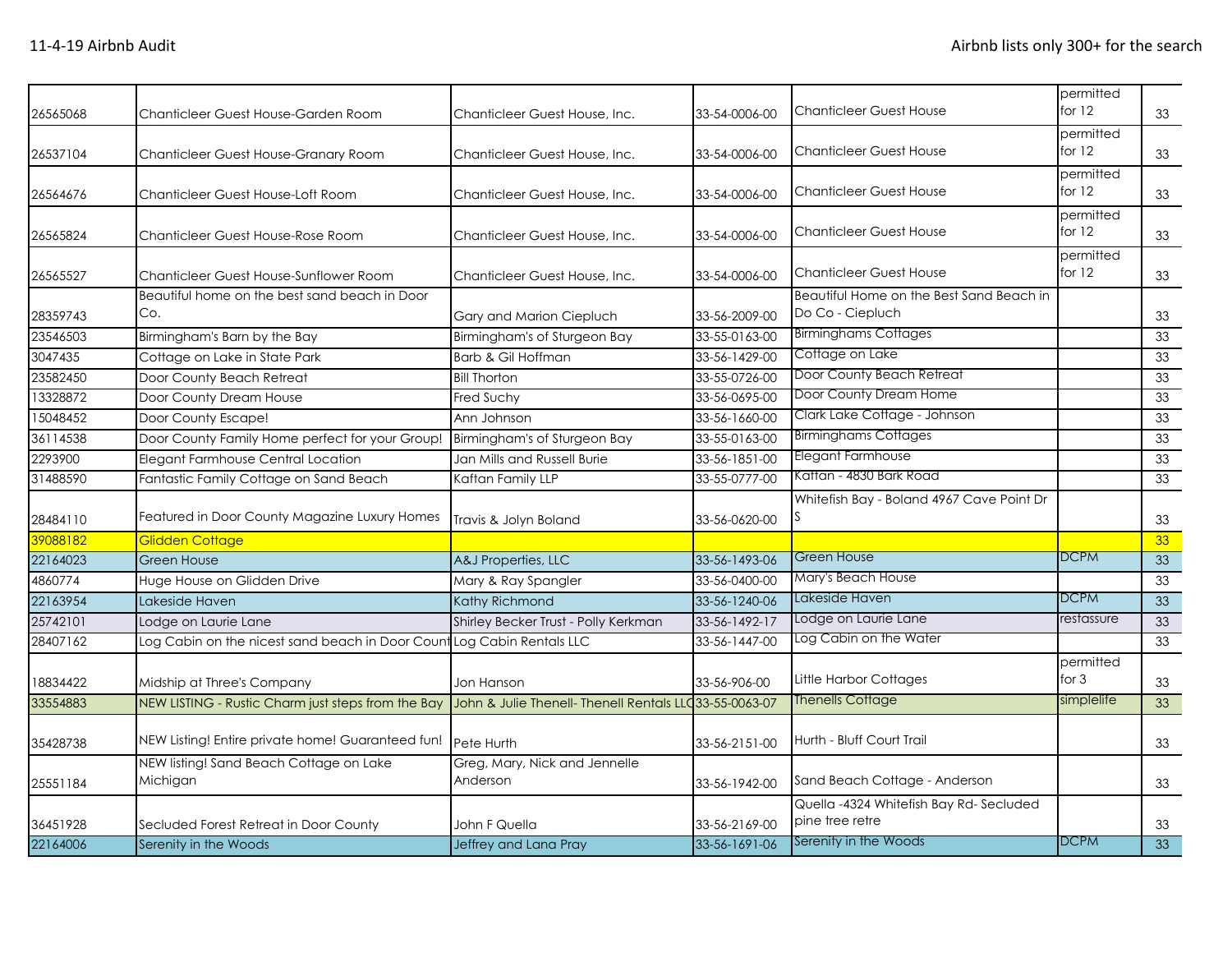| | | | | | | |
|---|---|---|---|---|---|---|
| 26565068 | Chanticleer Guest House-Garden Room | Chanticleer Guest House, Inc. | 33-54-0006-00 | Chanticleer Guest House | permitted for 12 | 33 |
| 26537104 | Chanticleer Guest House-Granary Room | Chanticleer Guest House, Inc. | 33-54-0006-00 | Chanticleer Guest House | permitted for 12 | 33 |
| 26564676 | Chanticleer Guest House-Loft Room | Chanticleer Guest House, Inc. | 33-54-0006-00 | Chanticleer Guest House | permitted for 12 | 33 |
| 26565824 | Chanticleer Guest House-Rose Room | Chanticleer Guest House, Inc. | 33-54-0006-00 | Chanticleer Guest House | permitted for 12 | 33 |
| 26565527 | Chanticleer Guest House-Sunflower Room | Chanticleer Guest House, Inc. | 33-54-0006-00 | Chanticleer Guest House | permitted for 12 | 33 |
| 28359743 | Beautiful home on the best sand beach in Door Co. | Gary and Marion Ciepluch | 33-56-2009-00 | Beautiful Home on the Best Sand Beach in Do Co - Ciepluch | | 33 |
| 23546503 | Birmingham's Barn by the Bay | Birmingham's of Sturgeon Bay | 33-55-0163-00 | Birminghams Cottages | | 33 |
| 3047435 | Cottage on Lake in State Park | Barb & Gil Hoffman | 33-56-1429-00 | Cottage on Lake | | 33 |
| 23582450 | Door County Beach Retreat | Bill Thorton | 33-55-0726-00 | Door County Beach Retreat | | 33 |
| 13328872 | Door County Dream House | Fred Suchy | 33-56-0695-00 | Door County Dream Home | | 33 |
| 15048452 | Door County Escape! | Ann Johnson | 33-56-1660-00 | Clark Lake Cottage - Johnson | | 33 |
| 36114538 | Door County Family Home perfect for your Group! | Birmingham's of Sturgeon Bay | 33-55-0163-00 | Birminghams Cottages | | 33 |
| 2293900 | Elegant Farmhouse Central Location | Jan Mills and Russell Burie | 33-56-1851-00 | Elegant Farmhouse | | 33 |
| 31488590 | Fantastic Family Cottage on Sand Beach | Kaftan Family LLP | 33-55-0777-00 | Kaftan - 4830 Bark Road | | 33 |
| 28484110 | Featured in Door County Magazine Luxury Homes | Travis & Jolyn Boland | 33-56-0620-00 | Whitefish Bay - Boland 4967 Cave Point Dr S | | 33 |
| 39088182 | Glidden Cottage | | | | | 33 |
| 22164023 | Green House | A&J Properties, LLC | 33-56-1493-06 | Green House | DCPM | 33 |
| 4860774 | Huge House on Glidden Drive | Mary & Ray Spangler | 33-56-0400-00 | Mary's Beach House | | 33 |
| 22163954 | Lakeside Haven | Kathy Richmond | 33-56-1240-06 | Lakeside Haven | DCPM | 33 |
| 25742101 | Lodge on Laurie Lane | Shirley Becker Trust - Polly Kerkman | 33-56-1492-17 | Lodge on Laurie Lane | restassure | 33 |
| 28407162 | Log Cabin on the nicest sand beach in Door Count | Log Cabin Rentals LLC | 33-56-1447-00 | Log Cabin on the Water | | 33 |
| 18834422 | Midship at Three's Company | Jon Hanson | 33-56-906-00 | Little Harbor Cottages | permitted for 3 | 33 |
| 33554883 | NEW LISTING - Rustic Charm just steps from the Bay | John & Julie Thenell- Thenell Rentals LLC | 33-55-0063-07 | Thenells Cottage | simplelife | 33 |
| 35428738 | NEW Listing! Entire private home! Guaranteed fun! | Pete Hurth | 33-56-2151-00 | Hurth - Bluff Court Trail | | 33 |
| 25551184 | NEW listing! Sand Beach Cottage on Lake Michigan | Greg, Mary, Nick and Jennelle Anderson | 33-56-1942-00 | Sand Beach Cottage - Anderson | | 33 |
| 36451928 | Secluded Forest Retreat in Door County | John F Quella | 33-56-2169-00 | Quella -4324 Whitefish Bay Rd- Secluded pine tree retre | | 33 |
| 22164006 | Serenity in the Woods | Jeffrey and Lana Pray | 33-56-1691-06 | Serenity in the Woods | DCPM | 33 |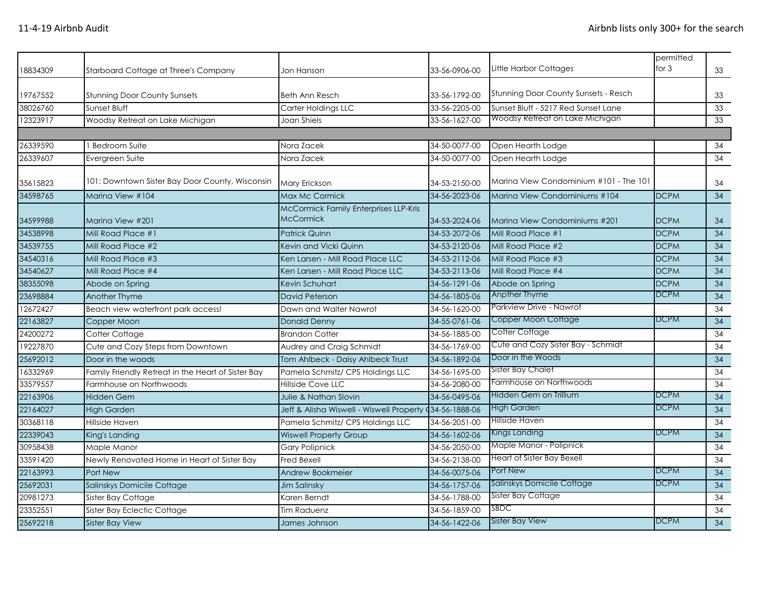| 18834309 | Starboard Cottage at Three's Company | Jon Hanson | 33-56-0906-00 | Little Harbor Cottages | permitted for 3 | 33 |
|---|---|---|---|---|---|---|
| 19767552 | Stunning Door County Sunsets | Beth Ann Resch | 33-56-1792-00 | Stunning Door County Sunsets - Resch | | 33 |
| 38026760 | Sunset Bluff | Carter Holdings LLC | 33-56-2205-00 | Sunset Bluff - 5217 Red Sunset Lane | | 33 |
| 12323917 | Woodsy Retreat on Lake Michigan | Joan Shiels | 33-56-1627-00 | Woodsy Retreat on Lake Michigan | | 33 |
| | | | | | | |
| 26339590 | 1 Bedroom Suite | Nora Zacek | 34-50-0077-00 | Open Hearth Lodge | | 34 |
| 26339607 | Evergreen Suite | Nora Zacek | 34-50-0077-00 | Open Hearth Lodge | | 34 |
| 35615823 | 101: Downtown Sister Bay Door County, Wisconsin | Mary Erickson | 34-53-2150-00 | Marina View Condominium #101 - The 101 | | 34 |
| 34598765 | Marina View #104 | Max Mc Cormick | 34-56-2023-06 | Marina View Condominiums #104 | DCPM | 34 |
| 34599988 | Marina View #201 | McCormick Family Enterprises LLP-Kris McCormick | 34-53-2024-06 | Marina View Condominiums #201 | DCPM | 34 |
| 34538998 | Mill Road Place #1 | Patrick Quinn | 34-53-2072-06 | Mill Road Place #1 | DCPM | 34 |
| 34539755 | Mill Road Place #2 | Kevin and Vicki Quinn | 34-53-2120-06 | Mill Road Place #2 | DCPM | 34 |
| 34540316 | Mill Road Place #3 | Ken Larsen - Mill Road Place LLC | 34-53-2112-06 | Mill Road Place #3 | DCPM | 34 |
| 34540627 | Mill Road Place #4 | Ken Larsen - Mill Road Place LLC | 34-53-2113-06 | Mill Road Place #4 | DCPM | 34 |
| 38355098 | Abode on Spring | Kevin Schuhart | 34-56-1291-06 | Abode on Spring | DCPM | 34 |
| 23698884 | Another Thyme | David Peterson | 34-56-1805-06 | Anpther Thyme | DCPM | 34 |
| 12672427 | Beach view waterfront park access! | Dawn and Walter Nawrot | 34-56-1620-00 | Parkview Drive - Nawrot | | 34 |
| 22163827 | Copper Moon | Donald Denny | 34-55-0761-06 | Copper Moon Cottage | DCPM | 34 |
| 24200272 | Cotter Cottage | Brandon Cotter | 34-56-1885-00 | Cotter Cottage | | 34 |
| 19227870 | Cute and Cozy Steps from Downtown | Audrey and Craig Schmidt | 34-56-1769-00 | Cute and Cozy Sister Bay - Schmidt | | 34 |
| 25692012 | Door in the woods | Tom Ahlbeck - Daisy Ahlbeck Trust | 34-56-1892-06 | Door in the Woods | | 34 |
| 16332969 | Family Friendly Retreat in the Heart of Sister Bay | Pamela Schmitz/ CPS Holdings LLC | 34-56-1695-00 | Sister Bay Chalet | | 34 |
| 33579557 | Farmhouse on Northwoods | Hillside Cove LLC | 34-56-2080-00 | Farmhouse on Northwoods | | 34 |
| 22163906 | Hidden Gem | Julie & Nathan Slovin | 34-56-0495-06 | Hidden Gem on Trillium | DCPM | 34 |
| 22164027 | High Garden | Jeff & Alisha Wiswell - Wiswell Property ( | 34-56-1888-06 | High Garden | DCPM | 34 |
| 30368118 | Hillside Haven | Pamela Schmitz/ CPS Holdings LLC | 34-56-2051-00 | Hillside Haven | | 34 |
| 22339043 | King's Landing | Wiswell Property Group | 34-56-1602-06 | Kings Landing | DCPM | 34 |
| 30958438 | Maple Manor | Gary Polipnick | 34-56-2050-00 | Maple Manor - Polipnick | | 34 |
| 33591420 | Newly Renovated Home in Heart of Sister Bay | Fred Bexell | 34-56-2138-00 | Heart of Sister Bay Bexell | | 34 |
| 22163993 | Port New | Andrew Bookmeier | 34-56-0075-06 | Port New | DCPM | 34 |
| 25692031 | Salinskys Domicile Cottage | Jim Salinsky | 34-56-1757-06 | Salinskys Domicile Cottage | DCPM | 34 |
| 20981273 | Sister Bay Cottage | Karen Berndt | 34-56-1788-00 | Sister Bay Cottage | | 34 |
| 23352551 | Sister Bay Eclectic Cottage | Tim Raduenz | 34-56-1859-00 | SBDC | | 34 |
| 25692218 | Sister Bay View | James Johnson | 34-56-1422-06 | Sister Bay View | DCPM | 34 |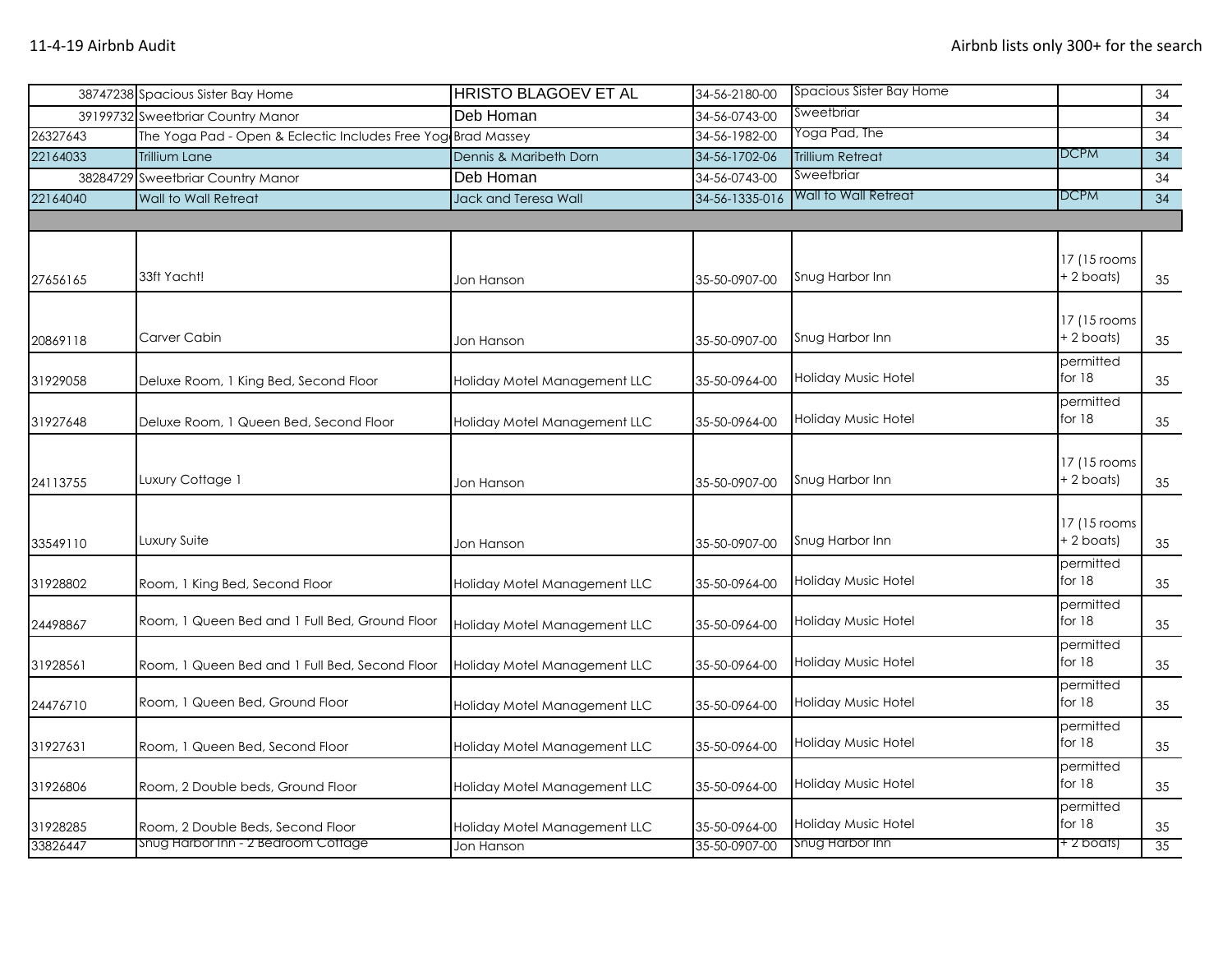| | | | | | | |
|---|---|---|---|---|---|---|
| 38747238 | Spacious Sister Bay Home | HRISTO BLAGOEV ET AL | 34-56-2180-00 | Spacious Sister Bay Home | | 34 |
| 39199732 | Sweetbriar Country Manor | Deb Homan | 34-56-0743-00 | Sweetbriar | | 34 |
| 26327643 | The Yoga Pad - Open & Eclectic Includes Free Yog | Brad Massey | 34-56-1982-00 | Yoga Pad, The | | 34 |
| 22164033 | Trillium Lane | Dennis & Maribeth Dorn | 34-56-1702-06 | Trillium Retreat | DCPM | 34 |
| 38284729 | Sweetbriar Country Manor | Deb Homan | 34-56-0743-00 | Sweetbriar | | 34 |
| 22164040 | Wall to Wall Retreat | Jack and Teresa Wall | 34-56-1335-016 | Wall to Wall Retreat | DCPM | 34 |
| | | | | | | |
| 27656165 | 33ft Yacht! | Jon Hanson | 35-50-0907-00 | Snug Harbor Inn | 17 (15 rooms + 2 boats) | 35 |
| 20869118 | Carver Cabin | Jon Hanson | 35-50-0907-00 | Snug Harbor Inn | 17 (15 rooms + 2 boats) | 35 |
| 31929058 | Deluxe Room, 1 King Bed, Second Floor | Holiday Motel Management LLC | 35-50-0964-00 | Holiday Music Hotel | permitted for 18 | 35 |
| 31927648 | Deluxe Room, 1 Queen Bed, Second Floor | Holiday Motel Management LLC | 35-50-0964-00 | Holiday Music Hotel | permitted for 18 | 35 |
| 24113755 | Luxury Cottage 1 | Jon Hanson | 35-50-0907-00 | Snug Harbor Inn | 17 (15 rooms + 2 boats) | 35 |
| 33549110 | Luxury Suite | Jon Hanson | 35-50-0907-00 | Snug Harbor Inn | 17 (15 rooms + 2 boats) | 35 |
| 31928802 | Room, 1 King Bed, Second Floor | Holiday Motel Management LLC | 35-50-0964-00 | Holiday Music Hotel | permitted for 18 | 35 |
| 24498867 | Room, 1 Queen Bed and 1 Full Bed, Ground Floor | Holiday Motel Management LLC | 35-50-0964-00 | Holiday Music Hotel | permitted for 18 | 35 |
| 31928561 | Room, 1 Queen Bed and 1 Full Bed, Second Floor | Holiday Motel Management LLC | 35-50-0964-00 | Holiday Music Hotel | permitted for 18 | 35 |
| 24476710 | Room, 1 Queen Bed, Ground Floor | Holiday Motel Management LLC | 35-50-0964-00 | Holiday Music Hotel | permitted for 18 | 35 |
| 31927631 | Room, 1 Queen Bed, Second Floor | Holiday Motel Management LLC | 35-50-0964-00 | Holiday Music Hotel | permitted for 18 | 35 |
| 31926806 | Room, 2 Double beds, Ground Floor | Holiday Motel Management LLC | 35-50-0964-00 | Holiday Music Hotel | permitted for 18 | 35 |
| 31928285 | Room, 2 Double Beds, Second Floor | Holiday Motel Management LLC | 35-50-0964-00 | Holiday Music Hotel | permitted for 18 | 35 |
| 33826447 | Snug Harbor Inn - 2 Bedroom Cottage | Jon Hanson | 35-50-0907-00 | Snug Harbor Inn | + 2 boats) | 35 |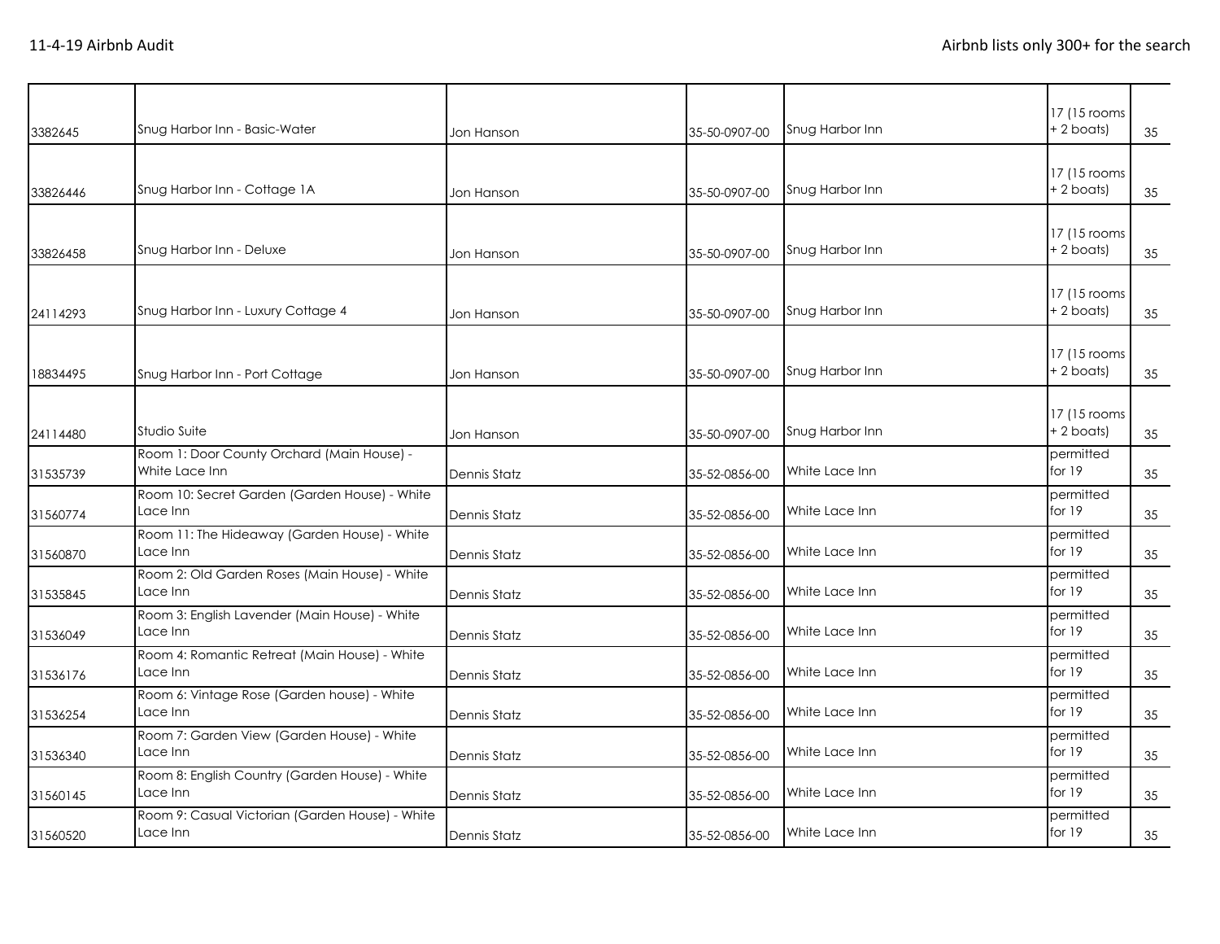| | | | | | | |
|---|---|---|---|---|---|---|
| 3382645 | Snug Harbor Inn - Basic-Water | Jon Hanson | 35-50-0907-00 | Snug Harbor Inn | 17 (15 rooms + 2 boats) | 35 |
| 33826446 | Snug Harbor Inn - Cottage 1A | Jon Hanson | 35-50-0907-00 | Snug Harbor Inn | 17 (15 rooms + 2 boats) | 35 |
| 33826458 | Snug Harbor Inn - Deluxe | Jon Hanson | 35-50-0907-00 | Snug Harbor Inn | 17 (15 rooms + 2 boats) | 35 |
| 24114293 | Snug Harbor Inn - Luxury Cottage 4 | Jon Hanson | 35-50-0907-00 | Snug Harbor Inn | 17 (15 rooms + 2 boats) | 35 |
| 18834495 | Snug Harbor Inn - Port Cottage | Jon Hanson | 35-50-0907-00 | Snug Harbor Inn | 17 (15 rooms + 2 boats) | 35 |
| 24114480 | Studio Suite | Jon Hanson | 35-50-0907-00 | Snug Harbor Inn | 17 (15 rooms + 2 boats) | 35 |
| 31535739 | Room 1: Door County Orchard (Main House) - White Lace Inn | Dennis Statz | 35-52-0856-00 | White Lace Inn | permitted for 19 | 35 |
| 31560774 | Room 10: Secret Garden (Garden House) - White Lace Inn | Dennis Statz | 35-52-0856-00 | White Lace Inn | permitted for 19 | 35 |
| 31560870 | Room 11: The Hideaway (Garden House) - White Lace Inn | Dennis Statz | 35-52-0856-00 | White Lace Inn | permitted for 19 | 35 |
| 31535845 | Room 2: Old Garden Roses (Main House) - White Lace Inn | Dennis Statz | 35-52-0856-00 | White Lace Inn | permitted for 19 | 35 |
| 31536049 | Room 3: English Lavender (Main House) - White Lace Inn | Dennis Statz | 35-52-0856-00 | White Lace Inn | permitted for 19 | 35 |
| 31536176 | Room 4: Romantic Retreat (Main House) - White Lace Inn | Dennis Statz | 35-52-0856-00 | White Lace Inn | permitted for 19 | 35 |
| 31536254 | Room 6: Vintage Rose (Garden house) - White Lace Inn | Dennis Statz | 35-52-0856-00 | White Lace Inn | permitted for 19 | 35 |
| 31536340 | Room 7: Garden View (Garden House) - White Lace Inn | Dennis Statz | 35-52-0856-00 | White Lace Inn | permitted for 19 | 35 |
| 31560145 | Room 8: English Country (Garden House) - White Lace Inn | Dennis Statz | 35-52-0856-00 | White Lace Inn | permitted for 19 | 35 |
| 31560520 | Room 9: Casual Victorian (Garden House) - White Lace Inn | Dennis Statz | 35-52-0856-00 | White Lace Inn | permitted for 19 | 35 |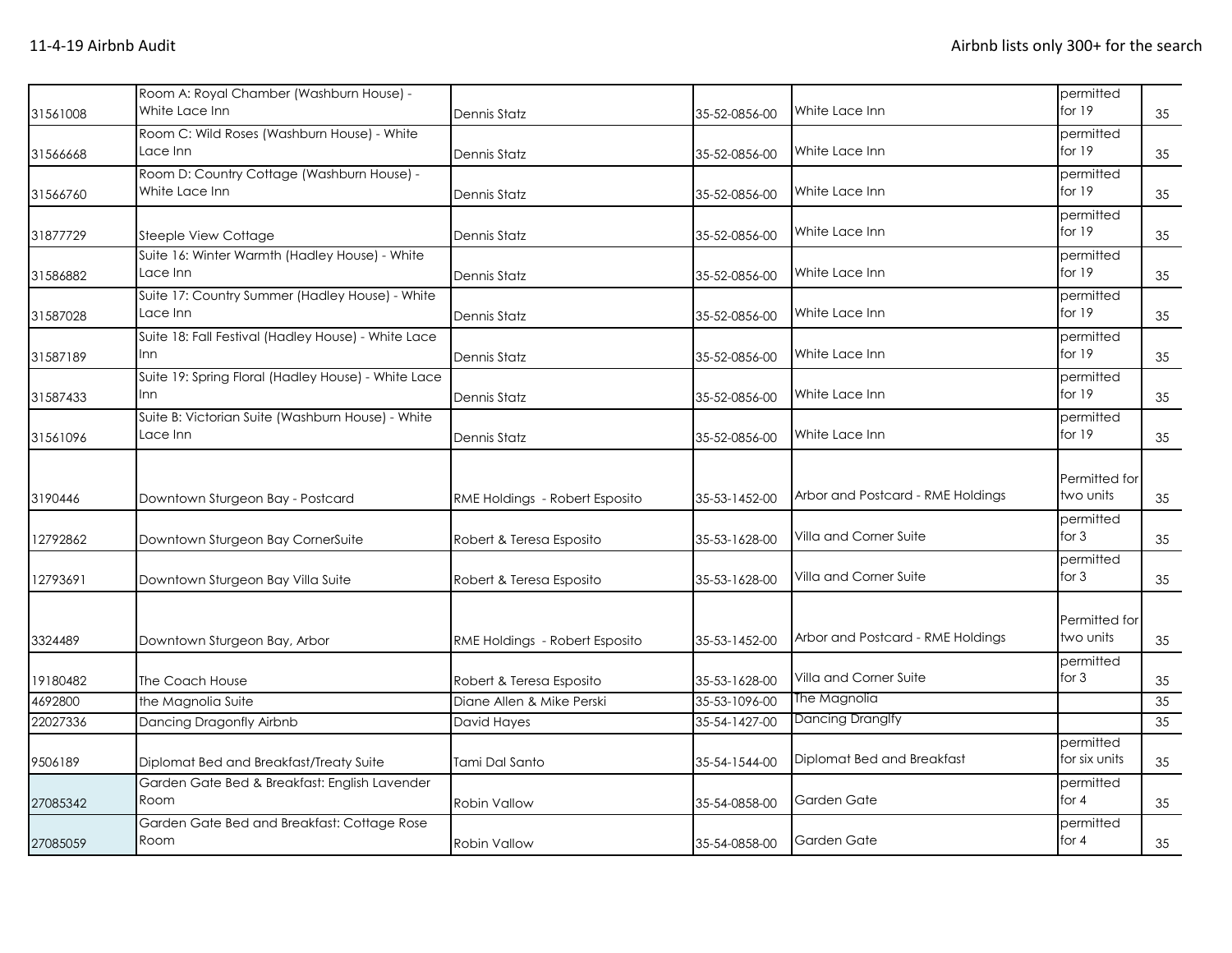| | | | | | | |
|---|---|---|---|---|---|---|
| 31561008 | Room A: Royal Chamber (Washburn House) - White Lace Inn | Dennis Statz | 35-52-0856-00 | White Lace Inn | permitted for 19 | 35 |
| 31566668 | Room C: Wild Roses (Washburn House) - White Lace Inn | Dennis Statz | 35-52-0856-00 | White Lace Inn | permitted for 19 | 35 |
| 31566760 | Room D: Country Cottage (Washburn House) - White Lace Inn | Dennis Statz | 35-52-0856-00 | White Lace Inn | permitted for 19 | 35 |
| 31877729 | Steeple View Cottage | Dennis Statz | 35-52-0856-00 | White Lace Inn | permitted for 19 | 35 |
| 31586882 | Suite 16: Winter Warmth (Hadley House) - White Lace Inn | Dennis Statz | 35-52-0856-00 | White Lace Inn | permitted for 19 | 35 |
| 31587028 | Suite 17: Country Summer (Hadley House) - White Lace Inn | Dennis Statz | 35-52-0856-00 | White Lace Inn | permitted for 19 | 35 |
| 31587189 | Suite 18: Fall Festival (Hadley House) - White Lace Inn | Dennis Statz | 35-52-0856-00 | White Lace Inn | permitted for 19 | 35 |
| 31587433 | Suite 19: Spring Floral (Hadley House) - White Lace Inn | Dennis Statz | 35-52-0856-00 | White Lace Inn | permitted for 19 | 35 |
| 31561096 | Suite B: Victorian Suite (Washburn House) - White Lace Inn | Dennis Statz | 35-52-0856-00 | White Lace Inn | permitted for 19 | 35 |
| 3190446 | Downtown Sturgeon Bay - Postcard | RME Holdings - Robert Esposito | 35-53-1452-00 | Arbor and Postcard - RME Holdings | Permitted for two units | 35 |
| 12792862 | Downtown Sturgeon Bay CornerSuite | Robert & Teresa Esposito | 35-53-1628-00 | Villa and Corner Suite | permitted for 3 | 35 |
| 12793691 | Downtown Sturgeon Bay Villa Suite | Robert & Teresa Esposito | 35-53-1628-00 | Villa and Corner Suite | permitted for 3 | 35 |
| 3324489 | Downtown Sturgeon Bay, Arbor | RME Holdings - Robert Esposito | 35-53-1452-00 | Arbor and Postcard - RME Holdings | Permitted for two units | 35 |
| 19180482 | The Coach House | Robert & Teresa Esposito | 35-53-1628-00 | Villa and Corner Suite | permitted for 3 | 35 |
| 4692800 | the Magnolia Suite | Diane Allen & Mike Perski | 35-53-1096-00 | The Magnolia | | 35 |
| 22027336 | Dancing Dragonfly Airbnb | David Hayes | 35-54-1427-00 | Dancing Dranglfy | | 35 |
| 9506189 | Diplomat Bed and Breakfast/Treaty Suite | Tami Dal Santo | 35-54-1544-00 | Diplomat Bed and Breakfast | permitted for six units | 35 |
| 27085342 | Garden Gate Bed & Breakfast: English Lavender Room | Robin Vallow | 35-54-0858-00 | Garden Gate | permitted for 4 | 35 |
| 27085059 | Garden Gate Bed and Breakfast: Cottage Rose Room | Robin Vallow | 35-54-0858-00 | Garden Gate | permitted for 4 | 35 |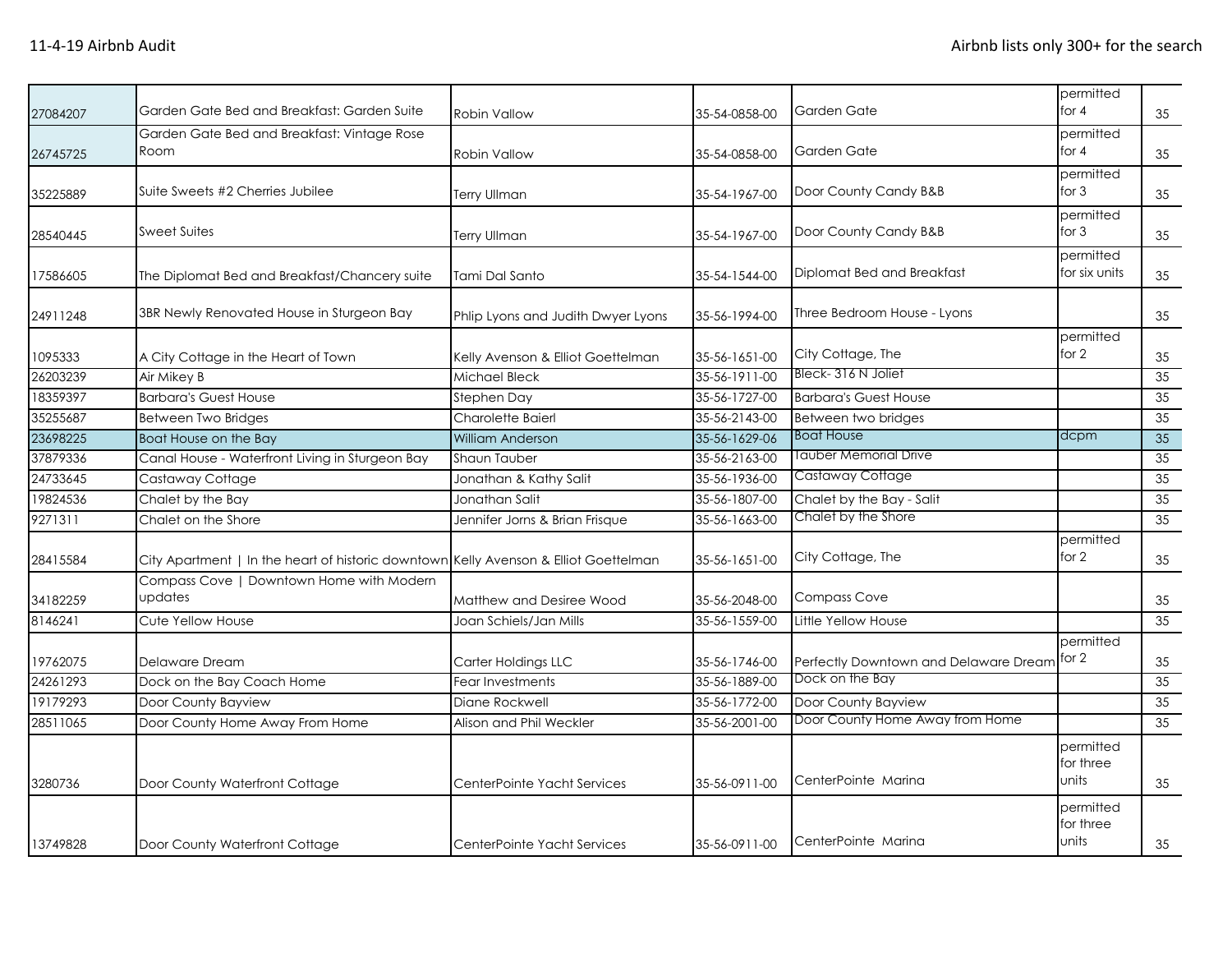| | | | | | | |
|---|---|---|---|---|---|---|
| 27084207 | Garden Gate Bed and Breakfast: Garden Suite | Robin Vallow | 35-54-0858-00 | Garden Gate | permitted for 4 | 35 |
| 26745725 | Garden Gate Bed and Breakfast: Vintage Rose Room | Robin Vallow | 35-54-0858-00 | Garden Gate | permitted for 4 | 35 |
| 35225889 | Suite Sweets #2 Cherries Jubilee | Terry Ullman | 35-54-1967-00 | Door County Candy B&B | permitted for 3 | 35 |
| 28540445 | Sweet Suites | Terry Ullman | 35-54-1967-00 | Door County Candy B&B | permitted for 3 | 35 |
| 17586605 | The Diplomat Bed and Breakfast/Chancery suite | Tami Dal Santo | 35-54-1544-00 | Diplomat Bed and Breakfast | permitted for six units | 35 |
| 24911248 | 3BR Newly Renovated House in Sturgeon Bay | Phlip Lyons and Judith Dwyer Lyons | 35-56-1994-00 | Three Bedroom House - Lyons | | 35 |
| 1095333 | A City Cottage in the Heart of Town | Kelly Avenson & Elliot Goettelman | 35-56-1651-00 | City Cottage, The | permitted for 2 | 35 |
| 26203239 | Air Mikey B | Michael Bleck | 35-56-1911-00 | Bleck- 316 N Joliet | | 35 |
| 18359397 | Barbara's Guest House | Stephen Day | 35-56-1727-00 | Barbara's Guest House | | 35 |
| 35255687 | Between Two Bridges | Charolette Baierl | 35-56-2143-00 | Between two bridges | | 35 |
| 23698225 | Boat House on the Bay | William Anderson | 35-56-1629-06 | Boat House | dcpm | 35 |
| 37879336 | Canal House - Waterfront Living in Sturgeon Bay | Shaun Tauber | 35-56-2163-00 | Tauber Memorial Drive | | 35 |
| 24733645 | Castaway Cottage | Jonathan & Kathy Salit | 35-56-1936-00 | Castaway Cottage | | 35 |
| 19824536 | Chalet by the Bay | Jonathan Salit | 35-56-1807-00 | Chalet by the Bay - Salit | | 35 |
| 9271311 | Chalet on the Shore | Jennifer Jorns & Brian Frisque | 35-56-1663-00 | Chalet by the Shore | | 35 |
| 28415584 | City Apartment \| In the heart of historic downtown | Kelly Avenson & Elliot Goettelman | 35-56-1651-00 | City Cottage, The | permitted for 2 | 35 |
| 34182259 | Compass Cove \| Downtown Home with Modern updates | Matthew and Desiree Wood | 35-56-2048-00 | Compass Cove | | 35 |
| 8146241 | Cute Yellow House | Joan Schiels/Jan Mills | 35-56-1559-00 | Little Yellow House | | 35 |
| 19762075 | Delaware Dream | Carter Holdings LLC | 35-56-1746-00 | Perfectly Downtown and Delaware Dream | permitted for 2 | 35 |
| 24261293 | Dock on the Bay Coach Home | Fear Investments | 35-56-1889-00 | Dock on the Bay | | 35 |
| 19179293 | Door County Bayview | Diane Rockwell | 35-56-1772-00 | Door County Bayview | | 35 |
| 28511065 | Door County Home Away From Home | Alison and Phil Weckler | 35-56-2001-00 | Door County Home Away from Home | | 35 |
| 3280736 | Door County Waterfront Cottage | CenterPointe Yacht Services | 35-56-0911-00 | CenterPointe Marina | permitted for three units | 35 |
| 13749828 | Door County Waterfront Cottage | CenterPointe Yacht Services | 35-56-0911-00 | CenterPointe Marina | permitted for three units | 35 |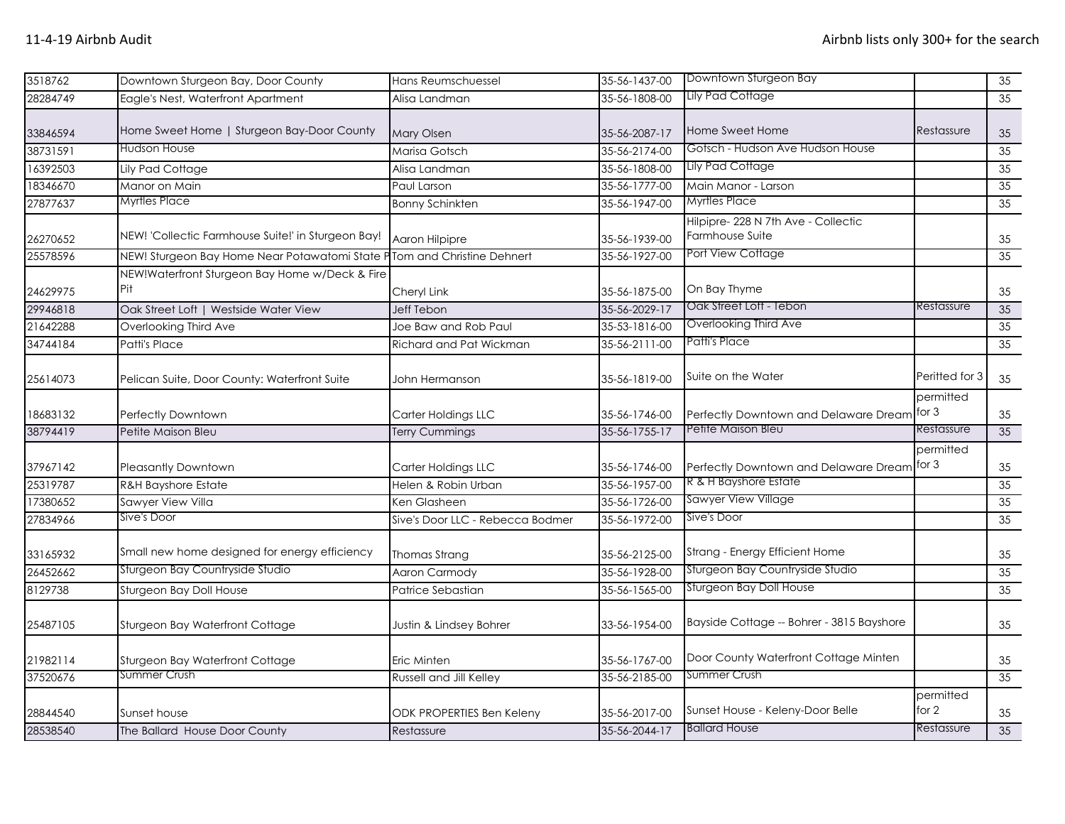| | | | | | | |
|---|---|---|---|---|---|---|
| 3518762 | Downtown Sturgeon Bay, Door County | Hans Reumschuessel | 35-56-1437-00 | Downtown Sturgeon Bay | | 35 |
| 28284749 | Eagle's Nest, Waterfront Apartment | Alisa Landman | 35-56-1808-00 | Lily Pad Cottage | | 35 |
| 33846594 | Home Sweet Home \| Sturgeon Bay-Door County | Mary Olsen | 35-56-2087-17 | Home Sweet Home | Restassure | 35 |
| 38731591 | Hudson House | Marisa Gotsch | 35-56-2174-00 | Gotsch - Hudson Ave Hudson House | | 35 |
| 16392503 | Lily Pad Cottage | Alisa Landman | 35-56-1808-00 | Lily Pad Cottage | | 35 |
| 18346670 | Manor on Main | Paul Larson | 35-56-1777-00 | Main Manor - Larson | | 35 |
| 27877637 | Myrtles Place | Bonny Schinkten | 35-56-1947-00 | Myrtles Place | | 35 |
| 26270652 | NEW! 'Collectic Farmhouse Suite!' in Sturgeon Bay! | Aaron Hilpipre | 35-56-1939-00 | Hilpipre- 228 N 7th Ave - Collectic Farmhouse Suite | | 35 |
| 25578596 | NEW! Sturgeon Bay Home Near Potawatomi State P | Tom and Christine Dehnert | 35-56-1927-00 | Port View Cottage | | 35 |
| 24629975 | NEW!Waterfront Sturgeon Bay Home w/Deck & Fire Pit | Cheryl Link | 35-56-1875-00 | On Bay Thyme | | 35 |
| 29946818 | Oak Street Loft \| Westside Water View | Jeff Tebon | 35-56-2029-17 | Oak Street Loft - Tebon | Restassure | 35 |
| 21642288 | Overlooking Third Ave | Joe Baw and Rob Paul | 35-53-1816-00 | Overlooking Third Ave | | 35 |
| 34744184 | Patti's Place | Richard and Pat Wickman | 35-56-2111-00 | Patti's Place | | 35 |
| 25614073 | Pelican Suite, Door County: Waterfront Suite | John Hermanson | 35-56-1819-00 | Suite on the Water | Peritted for 3 | 35 |
| 18683132 | Perfectly Downtown | Carter Holdings LLC | 35-56-1746-00 | Perfectly Downtown and Delaware Dream | permitted for 3 | 35 |
| 38794419 | Petite Maison Bleu | Terry Cummings | 35-56-1755-17 | Petite Maison Bleu | Restassure | 35 |
| 37967142 | Pleasantly Downtown | Carter Holdings LLC | 35-56-1746-00 | Perfectly Downtown and Delaware Dream | permitted for 3 | 35 |
| 25319787 | R&H Bayshore Estate | Helen & Robin Urban | 35-56-1957-00 | R & H Bayshore Estate | | 35 |
| 17380652 | Sawyer View Villa | Ken Glasheen | 35-56-1726-00 | Sawyer View Village | | 35 |
| 27834966 | Sive's Door | Sive's Door LLC - Rebecca Bodmer | 35-56-1972-00 | Sive's Door | | 35 |
| 33165932 | Small new home designed for energy efficiency | Thomas Strang | 35-56-2125-00 | Strang - Energy Efficient Home | | 35 |
| 26452662 | Sturgeon Bay Countryside Studio | Aaron Carmody | 35-56-1928-00 | Sturgeon Bay Countryside Studio | | 35 |
| 8129738 | Sturgeon Bay Doll House | Patrice Sebastian | 35-56-1565-00 | Sturgeon Bay Doll House | | 35 |
| 25487105 | Sturgeon Bay Waterfront Cottage | Justin & Lindsey Bohrer | 33-56-1954-00 | Bayside Cottage -- Bohrer - 3815 Bayshore | | 35 |
| 21982114 | Sturgeon Bay Waterfront Cottage | Eric Minten | 35-56-1767-00 | Door County Waterfront Cottage Minten | | 35 |
| 37520676 | Summer Crush | Russell and Jill Kelley | 35-56-2185-00 | Summer Crush | | 35 |
| 28844540 | Sunset house | ODK PROPERTIES Ben Keleny | 35-56-2017-00 | Sunset House - Keleny-Door Belle | permitted for 2 | 35 |
| 28538540 | The Ballard House Door County | Restassure | 35-56-2044-17 | Ballard House | Restassure | 35 |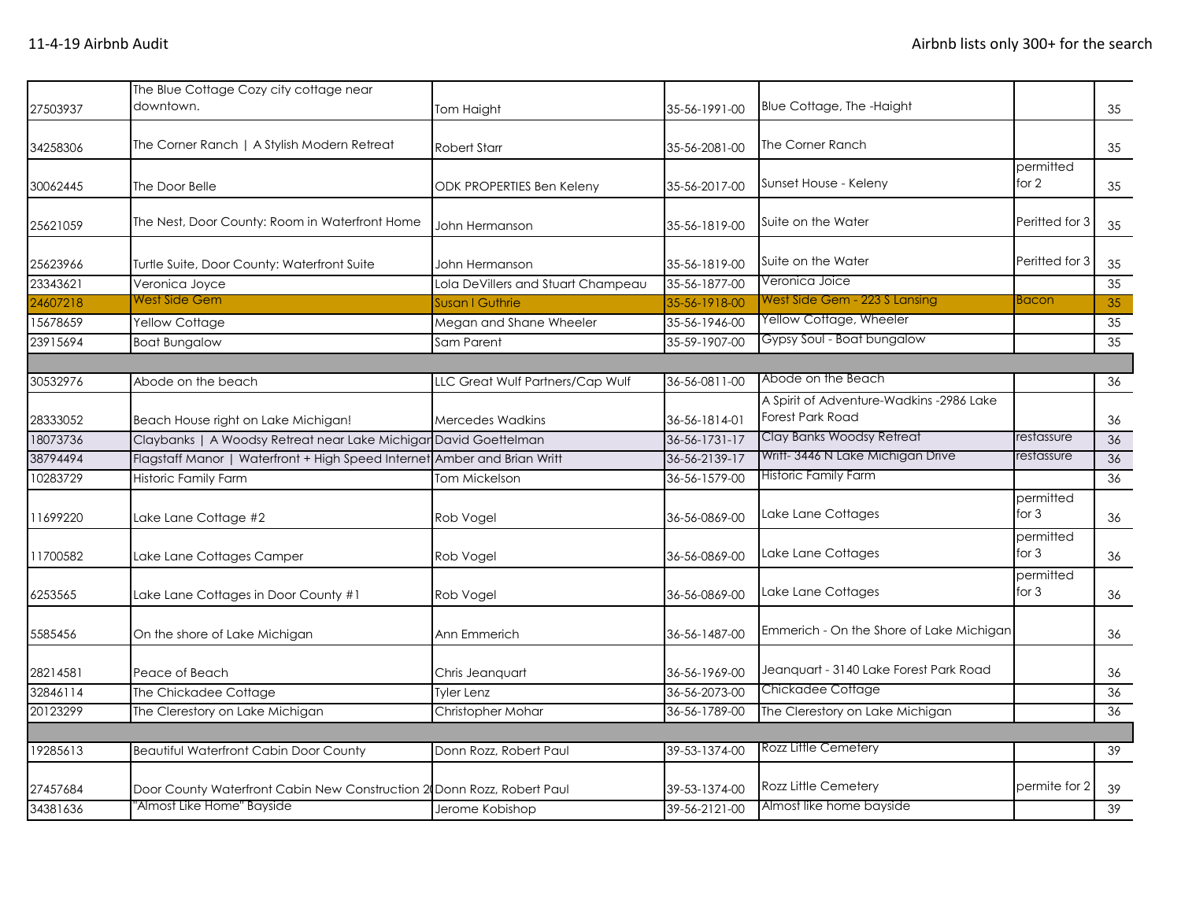| | | | | | | |
|---|---|---|---|---|---|---|
| 27503937 | The Blue Cottage Cozy city cottage near downtown. | Tom Haight | 35-56-1991-00 | Blue Cottage, The -Haight | | 35 |
| 34258306 | The Corner Ranch \| A Stylish Modern Retreat | Robert Starr | 35-56-2081-00 | The Corner Ranch | | 35 |
| 30062445 | The Door Belle | ODK PROPERTIES Ben Keleny | 35-56-2017-00 | Sunset House - Keleny | permitted for 2 | 35 |
| 25621059 | The Nest, Door County: Room in Waterfront Home | John Hermanson | 35-56-1819-00 | Suite on the Water | Peritted for 3 | 35 |
| 25623966 | Turtle Suite, Door County: Waterfront Suite | John Hermanson | 35-56-1819-00 | Suite on the Water | Peritted for 3 | 35 |
| 23343621 | Veronica Joyce | Lola DeVillers and Stuart Champeau | 35-56-1877-00 | Veronica Joice | | 35 |
| 24607218 | West Side Gem | Susan I Guthrie | 35-56-1918-00 | West Side Gem - 223 S Lansing | Bacon | 35 |
| 15678659 | Yellow Cottage | Megan and Shane Wheeler | 35-56-1946-00 | Yellow Cottage, Wheeler | | 35 |
| 23915694 | Boat Bungalow | Sam Parent | 35-59-1907-00 | Gypsy Soul - Boat bungalow | | 35 |
| | | | | | | |
| 30532976 | Abode on the beach | LLC Great Wulf Partners/Cap Wulf | 36-56-0811-00 | Abode on the Beach | | 36 |
| 28333052 | Beach House right on Lake Michigan! | Mercedes Wadkins | 36-56-1814-01 | A Spirit of Adventure-Wadkins -2986 Lake Forest Park Road | | 36 |
| 18073736 | Claybanks \| A Woodsy Retreat near Lake Michigan | David Goettelman | 36-56-1731-17 | Clay Banks Woodsy Retreat | restassure | 36 |
| 38794494 | Flagstaff Manor \| Waterfront + High Speed Internet | Amber and Brian Writt | 36-56-2139-17 | Writt- 3446 N Lake Michigan Drive | restassure | 36 |
| 10283729 | Historic Family Farm | Tom Mickelson | 36-56-1579-00 | Historic Family Farm | | 36 |
| 11699220 | Lake Lane Cottage #2 | Rob Vogel | 36-56-0869-00 | Lake Lane Cottages | permitted for 3 | 36 |
| 11700582 | Lake Lane Cottages Camper | Rob Vogel | 36-56-0869-00 | Lake Lane Cottages | permitted for 3 | 36 |
| 6253565 | Lake Lane Cottages in Door County #1 | Rob Vogel | 36-56-0869-00 | Lake Lane Cottages | permitted for 3 | 36 |
| 5585456 | On the shore of Lake Michigan | Ann Emmerich | 36-56-1487-00 | Emmerich - On the Shore of Lake Michigan | | 36 |
| 28214581 | Peace of Beach | Chris Jeanquart | 36-56-1969-00 | Jeanquart - 3140 Lake Forest Park Road | | 36 |
| 32846114 | The Chickadee Cottage | Tyler Lenz | 36-56-2073-00 | Chickadee Cottage | | 36 |
| 20123299 | The Clerestory on Lake Michigan | Christopher Mohar | 36-56-1789-00 | The Clerestory on Lake Michigan | | 36 |
| | | | | | | |
| 19285613 | Beautiful Waterfront Cabin Door County | Donn Rozz, Robert Paul | 39-53-1374-00 | Rozz Little Cemetery | | 39 |
| 27457684 | Door County Waterfront Cabin New Construction 2 | Donn Rozz, Robert Paul | 39-53-1374-00 | Rozz Little Cemetery | permite for 2 | 39 |
| 34381636 | "Almost Like Home" Bayside | Jerome Kobishop | 39-56-2121-00 | Almost like home bayside | | 39 |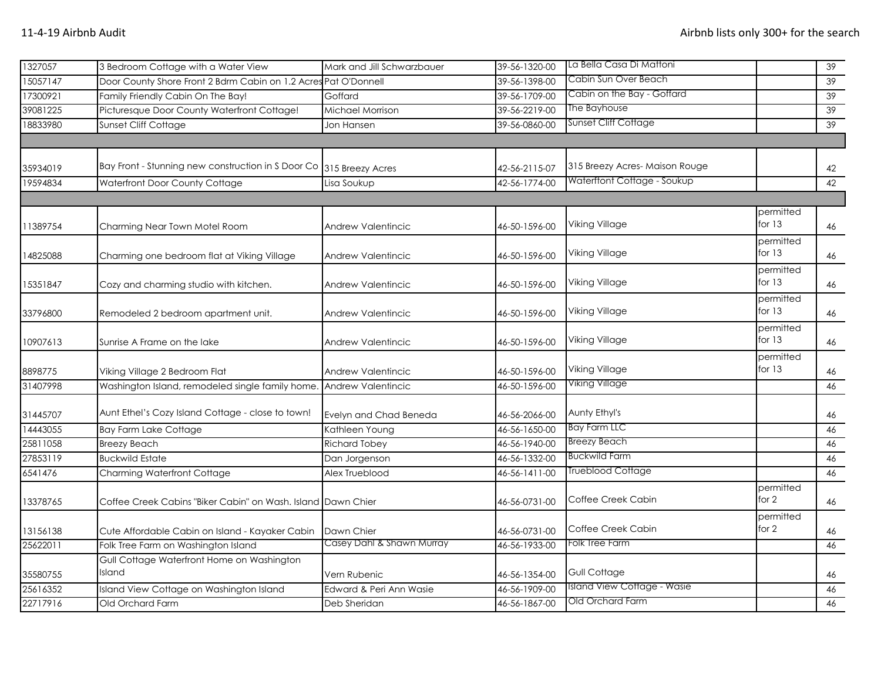| | | | | | | |
|---|---|---|---|---|---|---|
| 1327057 | 3 Bedroom Cottage with a Water View | Mark and Jill Schwarzbauer | 39-56-1320-00 | La Bella Casa Di Mattoni | | 39 |
| 15057147 | Door County Shore Front 2 Bdrm Cabin on 1.2 Acres | Pat O'Donnell | 39-56-1398-00 | Cabin Sun Over Beach | | 39 |
| 17300921 | Family Friendly Cabin On The Bay! | Goffard | 39-56-1709-00 | Cabin on the Bay - Goffard | | 39 |
| 39081225 | Picturesque Door County Waterfront Cottage! | Michael Morrison | 39-56-2219-00 | The Bayhouse | | 39 |
| 18833980 | Sunset Cliff Cottage | Jon Hansen | 39-56-0860-00 | Sunset Cliff Cottage | | 39 |
| | | | | | | |
| 35934019 | Bay Front - Stunning new construction in S Door Co | 315 Breezy Acres | 42-56-2115-07 | 315 Breezy Acres- Maison Rouge | | 42 |
| 19594834 | Waterfront Door County Cottage | Lisa Soukup | 42-56-1774-00 | Waterftont Cottage - Soukup | | 42 |
| | | | | | | |
| 11389754 | Charming Near Town Motel Room | Andrew Valentincic | 46-50-1596-00 | Viking Village | permitted for 13 | 46 |
| 14825088 | Charming one bedroom flat at Viking Village | Andrew Valentincic | 46-50-1596-00 | Viking Village | permitted for 13 | 46 |
| 15351847 | Cozy and charming studio with kitchen. | Andrew Valentincic | 46-50-1596-00 | Viking Village | permitted for 13 | 46 |
| 33796800 | Remodeled 2 bedroom apartment unit. | Andrew Valentincic | 46-50-1596-00 | Viking Village | permitted for 13 | 46 |
| 10907613 | Sunrise A Frame on the lake | Andrew Valentincic | 46-50-1596-00 | Viking Village | permitted for 13 | 46 |
| 8898775 | Viking Village 2 Bedroom Flat | Andrew Valentincic | 46-50-1596-00 | Viking Village | permitted for 13 | 46 |
| 31407998 | Washington Island, remodeled single family home. | Andrew Valentincic | 46-50-1596-00 | Viking Village | | 46 |
| 31445707 | Aunt Ethel's Cozy Island Cottage - close to town! | Evelyn and Chad Beneda | 46-56-2066-00 | Aunty Ethyl's | | 46 |
| 14443055 | Bay Farm Lake Cottage | Kathleen Young | 46-56-1650-00 | Bay Farm LLC | | 46 |
| 25811058 | Breezy Beach | Richard Tobey | 46-56-1940-00 | Breezy Beach | | 46 |
| 27853119 | Buckwild Estate | Dan Jorgenson | 46-56-1332-00 | Buckwild Farm | | 46 |
| 6541476 | Charming Waterfront Cottage | Alex Trueblood | 46-56-1411-00 | Trueblood Cottage | | 46 |
| 13378765 | Coffee Creek Cabins "Biker Cabin" on Wash. Island | Dawn Chier | 46-56-0731-00 | Coffee Creek Cabin | permitted for 2 | 46 |
| 13156138 | Cute Affordable Cabin on Island - Kayaker Cabin | Dawn Chier | 46-56-0731-00 | Coffee Creek Cabin | permitted for 2 | 46 |
| 25622011 | Folk Tree Farm on Washington Island | Casey Dahl & Shawn Murray | 46-56-1933-00 | Folk Tree Farm | | 46 |
| 35580755 | Gull Cottage Waterfront Home on Washington Island | Vern Rubenic | 46-56-1354-00 | Gull Cottage | | 46 |
| 25616352 | Island View Cottage on Washington Island | Edward & Peri Ann Wasie | 46-56-1909-00 | Island View Cottage - Wasie | | 46 |
| 22717916 | Old Orchard Farm | Deb Sheridan | 46-56-1867-00 | Old Orchard Farm | | 46 |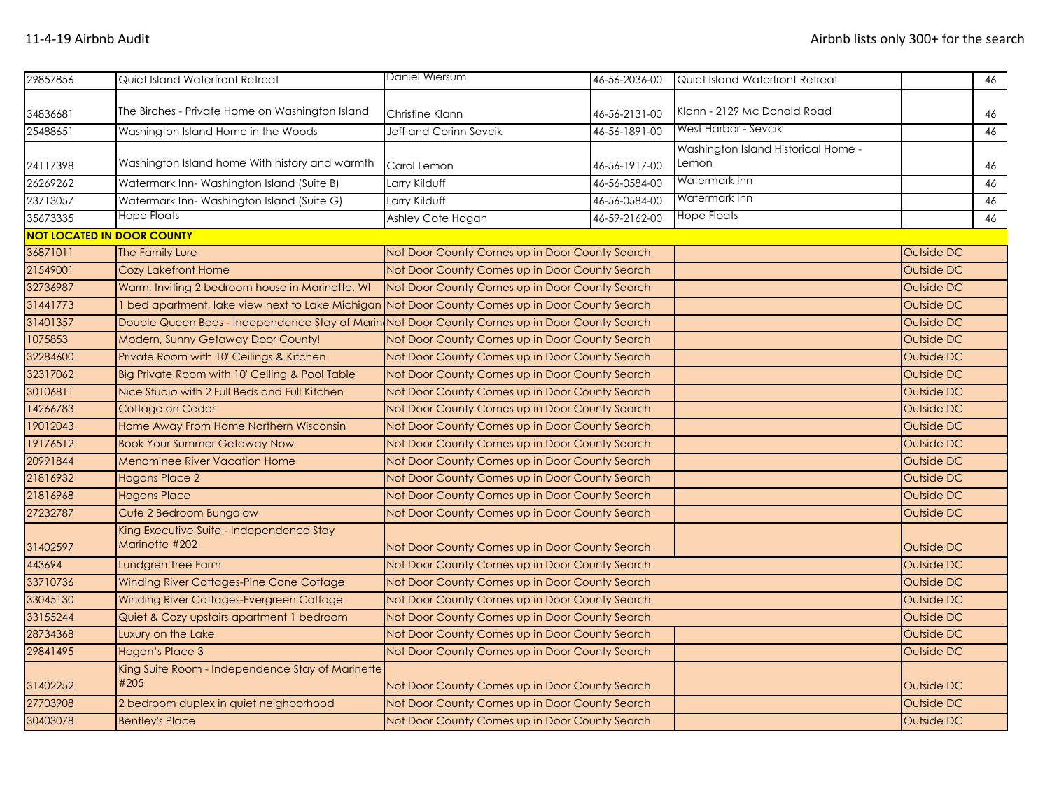| | | | | | | |
|---|---|---|---|---|---|---|
| 29857856 | Quiet Island Waterfront Retreat | Daniel Wiersum | 46-56-2036-00 | Quiet Island Waterfront Retreat | | 46 |
| 34836681 | The Birches - Private Home on Washington Island | Christine Klann | 46-56-2131-00 | Klann - 2129 Mc Donald Road | | 46 |
| 25488651 | Washington Island Home in the Woods | Jeff and Corinn Sevcik | 46-56-1891-00 | West Harbor - Sevcik | | 46 |
| 24117398 | Washington Island home With history and warmth | Carol Lemon | 46-56-1917-00 | Washington Island Historical Home - Lemon | | 46 |
| 26269262 | Watermark Inn- Washington Island (Suite B) | Larry Kilduff | 46-56-0584-00 | Watermark Inn | | 46 |
| 23713057 | Watermark Inn- Washington Island (Suite G) | Larry Kilduff | 46-56-0584-00 | Watermark Inn | | 46 |
| 35673335 | Hope Floats | Ashley Cote Hogan | 46-59-2162-00 | Hope Floats | | 46 |
| **NOT LOCATED IN DOOR COUNTY** | | | | | | |
| 36871011 | The Family Lure | Not Door County Comes up in Door County Search | | | Outside DC | |
| 21549001 | Cozy Lakefront Home | Not Door County Comes up in Door County Search | | | Outside DC | |
| 32736987 | Warm, Inviting 2 bedroom house in Marinette, WI | Not Door County Comes up in Door County Search | | | Outside DC | |
| 31441773 | 1 bed apartment, lake view next to Lake Michigan | Not Door County Comes up in Door County Search | | | Outside DC | |
| 31401357 | Double Queen Beds - Independence Stay of Marin | Not Door County Comes up in Door County Search | | | Outside DC | |
| 1075853 | Modern, Sunny Getaway Door County! | Not Door County Comes up in Door County Search | | | Outside DC | |
| 32284600 | Private Room with 10' Ceilings & Kitchen | Not Door County Comes up in Door County Search | | | Outside DC | |
| 32317062 | Big Private Room with 10' Ceiling & Pool Table | Not Door County Comes up in Door County Search | | | Outside DC | |
| 30106811 | Nice Studio with 2 Full Beds and Full Kitchen | Not Door County Comes up in Door County Search | | | Outside DC | |
| 14266783 | Cottage on Cedar | Not Door County Comes up in Door County Search | | | Outside DC | |
| 19012043 | Home Away From Home Northern Wisconsin | Not Door County Comes up in Door County Search | | | Outside DC | |
| 19176512 | Book Your Summer Getaway Now | Not Door County Comes up in Door County Search | | | Outside DC | |
| 20991844 | Menominee River Vacation Home | Not Door County Comes up in Door County Search | | | Outside DC | |
| 21816932 | Hogans Place 2 | Not Door County Comes up in Door County Search | | | Outside DC | |
| 21816968 | Hogans Place | Not Door County Comes up in Door County Search | | | Outside DC | |
| 27232787 | Cute 2 Bedroom Bungalow | Not Door County Comes up in Door County Search | | | Outside DC | |
| 31402597 | King Executive Suite - Independence Stay Marinette #202 | Not Door County Comes up in Door County Search | | | Outside DC | |
| 443694 | Lundgren Tree Farm | Not Door County Comes up in Door County Search | | | Outside DC | |
| 33710736 | Winding River Cottages-Pine Cone Cottage | Not Door County Comes up in Door County Search | | | Outside DC | |
| 33045130 | Winding River Cottages-Evergreen Cottage | Not Door County Comes up in Door County Search | | | Outside DC | |
| 33155244 | Quiet & Cozy upstairs apartment 1 bedroom | Not Door County Comes up in Door County Search | | | Outside DC | |
| 28734368 | Luxury on the Lake | Not Door County Comes up in Door County Search | | | Outside DC | |
| 29841495 | Hogan's Place 3 | Not Door County Comes up in Door County Search | | | Outside DC | |
| 31402252 | King Suite Room - Independence Stay of Marinette #205 | Not Door County Comes up in Door County Search | | | Outside DC | |
| 27703908 | 2 bedroom duplex in quiet neighborhood | Not Door County Comes up in Door County Search | | | Outside DC | |
| 30403078 | Bentley's Place | Not Door County Comes up in Door County Search | | | Outside DC | |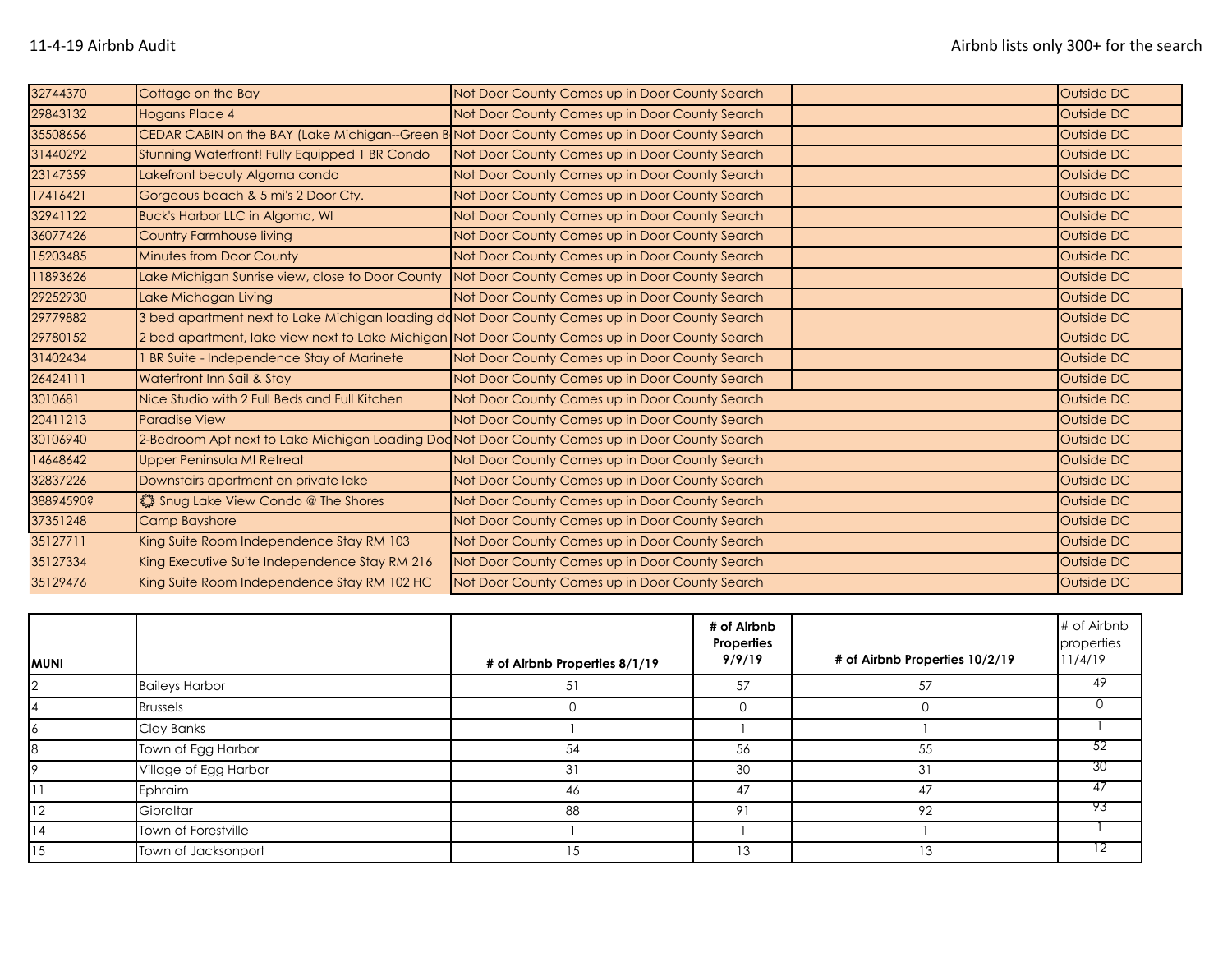| | | | | |
|---|---|---|---|---|
| 32744370 | Cottage on the Bay | Not Door County Comes up in Door County Search | | Outside DC |
| 29843132 | Hogans Place 4 | Not Door County Comes up in Door County Search | | Outside DC |
| 35508656 | CEDAR CABIN on the BAY (Lake Michigan--Green B | Not Door County Comes up in Door County Search | | Outside DC |
| 31440292 | Stunning Waterfront! Fully Equipped 1 BR Condo | Not Door County Comes up in Door County Search | | Outside DC |
| 23147359 | Lakefront beauty Algoma condo | Not Door County Comes up in Door County Search | | Outside DC |
| 17416421 | Gorgeous beach & 5 mi's 2 Door Cty. | Not Door County Comes up in Door County Search | | Outside DC |
| 32941122 | Buck's Harbor LLC in Algoma, WI | Not Door County Comes up in Door County Search | | Outside DC |
| 36077426 | Country Farmhouse living | Not Door County Comes up in Door County Search | | Outside DC |
| 15203485 | Minutes from Door County | Not Door County Comes up in Door County Search | | Outside DC |
| 11893626 | Lake Michigan Sunrise view, close to Door County | Not Door County Comes up in Door County Search | | Outside DC |
| 29252930 | Lake Michagan Living | Not Door County Comes up in Door County Search | | Outside DC |
| 29779882 | 3 bed apartment next to Lake Michigan loading do | Not Door County Comes up in Door County Search | | Outside DC |
| 29780152 | 2 bed apartment, lake view next to Lake Michigan | Not Door County Comes up in Door County Search | | Outside DC |
| 31402434 | 1 BR Suite - Independence Stay of Marinete | Not Door County Comes up in Door County Search | | Outside DC |
| 26424111 | Waterfront Inn Sail & Stay | Not Door County Comes up in Door County Search | | Outside DC |
| 3010681 | Nice Studio with 2 Full Beds and Full Kitchen | Not Door County Comes up in Door County Search | | Outside DC |
| 20411213 | Paradise View | Not Door County Comes up in Door County Search | | Outside DC |
| 30106940 | 2-Bedroom Apt next to Lake Michigan Loading Doc | Not Door County Comes up in Door County Search | | Outside DC |
| 14648642 | Upper Peninsula MI Retreat | Not Door County Comes up in Door County Search | | Outside DC |
| 32837226 | Downstairs apartment on private lake | Not Door County Comes up in Door County Search | | Outside DC |
| 38894590? | ❄ Snug Lake View Condo @ The Shores | Not Door County Comes up in Door County Search | | Outside DC |
| 37351248 | Camp Bayshore | Not Door County Comes up in Door County Search | | Outside DC |
| 35127711 | King Suite Room Independence Stay RM 103 | Not Door County Comes up in Door County Search | | Outside DC |
| 35127334 | King Executive Suite Independence Stay RM 216 | Not Door County Comes up in Door County Search | | Outside DC |
| 35129476 | King Suite Room Independence Stay RM 102 HC | Not Door County Comes up in Door County Search | | Outside DC |

| MUNI | | # of Airbnb Properties 8/1/19 | # of Airbnb Properties 9/9/19 | # of Airbnb Properties 10/2/19 | # of Airbnb properties 11/4/19 |
|---|---|---|---|---|---|
| 2 | Baileys Harbor | 51 | 57 | 57 | 49 |
| 4 | Brussels | 0 | 0 | 0 | 0 |
| 6 | Clay Banks | 1 | 1 | 1 | 1 |
| 8 | Town of Egg Harbor | 54 | 56 | 55 | 52 |
| 9 | Village of Egg Harbor | 31 | 30 | 31 | 30 |
| 11 | Ephraim | 46 | 47 | 47 | 47 |
| 12 | Gibraltar | 88 | 91 | 92 | 93 |
| 14 | Town of Forestville | 1 | 1 | 1 | 1 |
| 15 | Town of Jacksonport | 15 | 13 | 13 | 12 |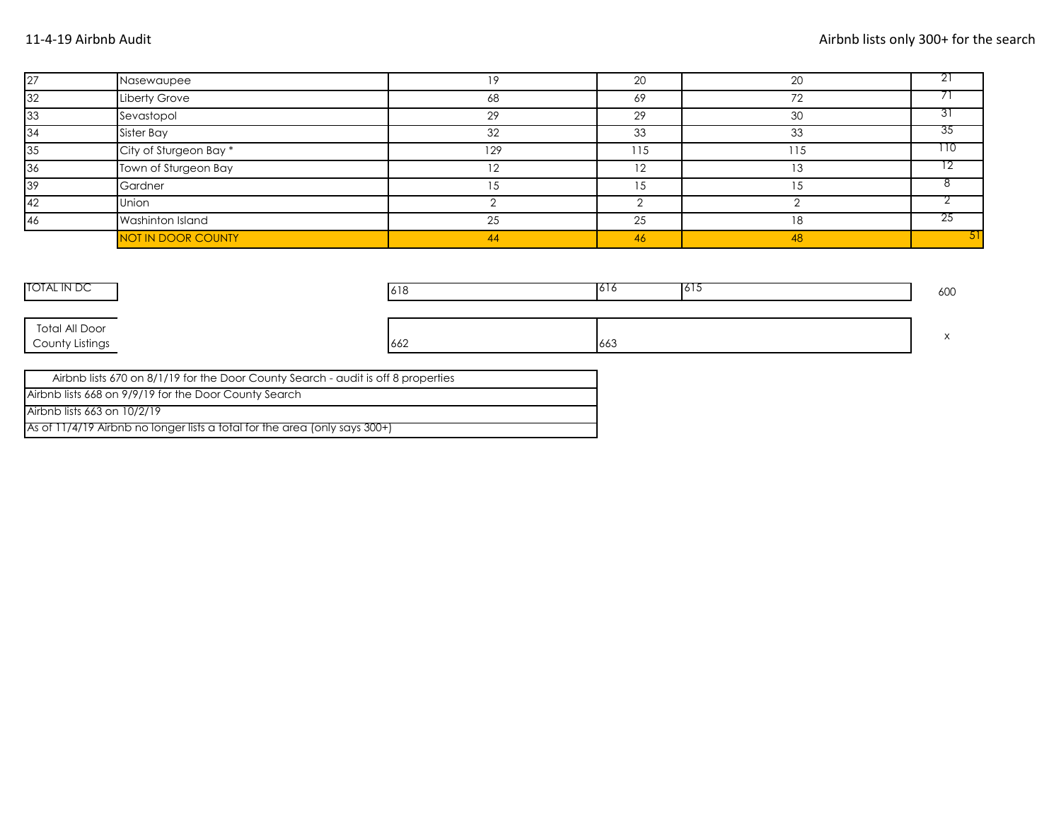11-4-19 Airbnb Audit

Airbnb lists only 300+ for the search

| | | | | | |
|---|---|---|---|---|---|
| 27 | Nasewaupee | 19 | 20 | 20 | 21 |
| 32 | Liberty Grove | 68 | 69 | 72 | 71 |
| 33 | Sevastopol | 29 | 29 | 30 | 31 |
| 34 | Sister Bay | 32 | 33 | 33 | 35 |
| 35 | City of Sturgeon Bay * | 129 | 115 | 115 | 110 |
| 36 | Town of Sturgeon Bay | 12 | 12 | 13 | 12 |
| 39 | Gardner | 15 | 15 | 15 | 8 |
| 42 | Union | 2 | 2 | 2 | 2 |
| 46 | Washinton Island | 25 | 25 | 18 | 25 |
| | NOT IN DOOR COUNTY | 44 | 46 | 48 | 51 |
| TOTAL IN DC | | 618 | 616 | 615 | 600 |
| Total All Door County Listings | | 662 | 663 | | x |

| |
|---|
| Airbnb lists 670 on 8/1/19 for the Door County Search - audit is off 8 properties |
| Airbnb lists 668 on 9/9/19 for the Door County Search |
| Airbnb lists 663 on 10/2/19 |
| As of 11/4/19 Airbnb no longer lists a total for the area (only says 300+) |